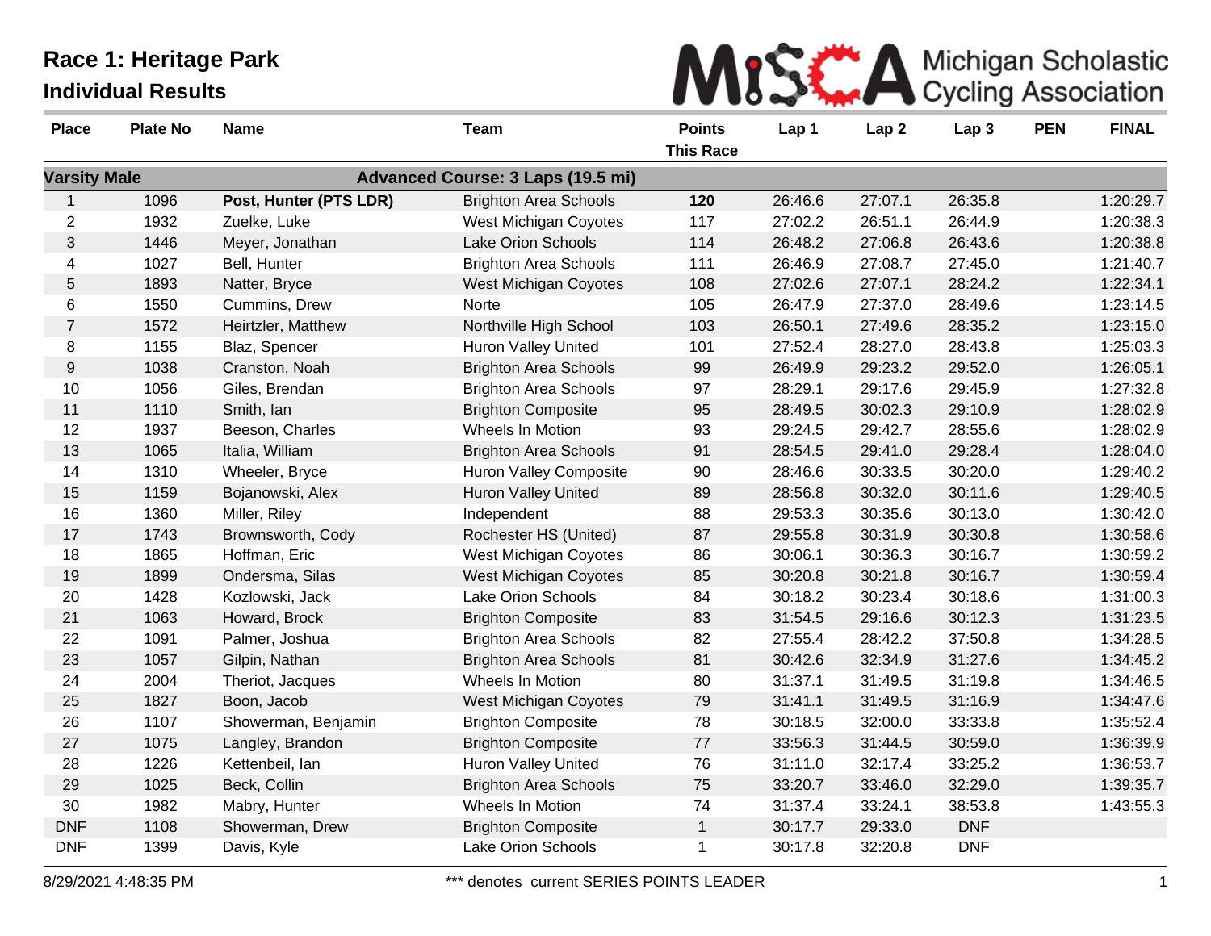# Race 1: Heritage Park

## Individual Results

Michigan Scholastic Cycling Association

| Place | Plate No | Name | Team | Points This Race | Lap 1 | Lap 2 | Lap 3 | PEN | FINAL |
|---|---|---|---|---|---|---|---|---|---|
| **Varsity Male** | | | **Advanced Course: 3 Laps (19.5 mi)** | | | | | | |
| 1 | 1096 | **Post, Hunter (PTS LDR)** | Brighton Area Schools | **120** | 26:46.6 | 27:07.1 | 26:35.8 | | 1:20:29.7 |
| 2 | 1932 | Zuelke, Luke | West Michigan Coyotes | 117 | 27:02.2 | 26:51.1 | 26:44.9 | | 1:20:38.3 |
| 3 | 1446 | Meyer, Jonathan | Lake Orion Schools | 114 | 26:48.2 | 27:06.8 | 26:43.6 | | 1:20:38.8 |
| 4 | 1027 | Bell, Hunter | Brighton Area Schools | 111 | 26:46.9 | 27:08.7 | 27:45.0 | | 1:21:40.7 |
| 5 | 1893 | Natter, Bryce | West Michigan Coyotes | 108 | 27:02.6 | 27:07.1 | 28:24.2 | | 1:22:34.1 |
| 6 | 1550 | Cummins, Drew | Norte | 105 | 26:47.9 | 27:37.0 | 28:49.6 | | 1:23:14.5 |
| 7 | 1572 | Heirtzler, Matthew | Northville High School | 103 | 26:50.1 | 27:49.6 | 28:35.2 | | 1:23:15.0 |
| 8 | 1155 | Blaz, Spencer | Huron Valley United | 101 | 27:52.4 | 28:27.0 | 28:43.8 | | 1:25:03.3 |
| 9 | 1038 | Cranston, Noah | Brighton Area Schools | 99 | 26:49.9 | 29:23.2 | 29:52.0 | | 1:26:05.1 |
| 10 | 1056 | Giles, Brendan | Brighton Area Schools | 97 | 28:29.1 | 29:17.6 | 29:45.9 | | 1:27:32.8 |
| 11 | 1110 | Smith, Ian | Brighton Composite | 95 | 28:49.5 | 30:02.3 | 29:10.9 | | 1:28:02.9 |
| 12 | 1937 | Beeson, Charles | Wheels In Motion | 93 | 29:24.5 | 29:42.7 | 28:55.6 | | 1:28:02.9 |
| 13 | 1065 | Italia, William | Brighton Area Schools | 91 | 28:54.5 | 29:41.0 | 29:28.4 | | 1:28:04.0 |
| 14 | 1310 | Wheeler, Bryce | Huron Valley Composite | 90 | 28:46.6 | 30:33.5 | 30:20.0 | | 1:29:40.2 |
| 15 | 1159 | Bojanowski, Alex | Huron Valley United | 89 | 28:56.8 | 30:32.0 | 30:11.6 | | 1:29:40.5 |
| 16 | 1360 | Miller, Riley | Independent | 88 | 29:53.3 | 30:35.6 | 30:13.0 | | 1:30:42.0 |
| 17 | 1743 | Brownsworth, Cody | Rochester HS (United) | 87 | 29:55.8 | 30:31.9 | 30:30.8 | | 1:30:58.6 |
| 18 | 1865 | Hoffman, Eric | West Michigan Coyotes | 86 | 30:06.1 | 30:36.3 | 30:16.7 | | 1:30:59.2 |
| 19 | 1899 | Ondersma, Silas | West Michigan Coyotes | 85 | 30:20.8 | 30:21.8 | 30:16.7 | | 1:30:59.4 |
| 20 | 1428 | Kozlowski, Jack | Lake Orion Schools | 84 | 30:18.2 | 30:23.4 | 30:18.6 | | 1:31:00.3 |
| 21 | 1063 | Howard, Brock | Brighton Composite | 83 | 31:54.5 | 29:16.6 | 30:12.3 | | 1:31:23.5 |
| 22 | 1091 | Palmer, Joshua | Brighton Area Schools | 82 | 27:55.4 | 28:42.2 | 37:50.8 | | 1:34:28.5 |
| 23 | 1057 | Gilpin, Nathan | Brighton Area Schools | 81 | 30:42.6 | 32:34.9 | 31:27.6 | | 1:34:45.2 |
| 24 | 2004 | Theriot, Jacques | Wheels In Motion | 80 | 31:37.1 | 31:49.5 | 31:19.8 | | 1:34:46.5 |
| 25 | 1827 | Boon, Jacob | West Michigan Coyotes | 79 | 31:41.1 | 31:49.5 | 31:16.9 | | 1:34:47.6 |
| 26 | 1107 | Showerman, Benjamin | Brighton Composite | 78 | 30:18.5 | 32:00.0 | 33:33.8 | | 1:35:52.4 |
| 27 | 1075 | Langley, Brandon | Brighton Composite | 77 | 33:56.3 | 31:44.5 | 30:59.0 | | 1:36:39.9 |
| 28 | 1226 | Kettenbeil, Ian | Huron Valley United | 76 | 31:11.0 | 32:17.4 | 33:25.2 | | 1:36:53.7 |
| 29 | 1025 | Beck, Collin | Brighton Area Schools | 75 | 33:20.7 | 33:46.0 | 32:29.0 | | 1:39:35.7 |
| 30 | 1982 | Mabry, Hunter | Wheels In Motion | 74 | 31:37.4 | 33:24.1 | 38:53.8 | | 1:43:55.3 |
| DNF | 1108 | Showerman, Drew | Brighton Composite | 1 | 30:17.7 | 29:33.0 | DNF | | |
| DNF | 1399 | Davis, Kyle | Lake Orion Schools | 1 | 30:17.8 | 32:20.8 | DNF | | |

8/29/2021 4:48:35 PM — *** denotes current SERIES POINTS LEADER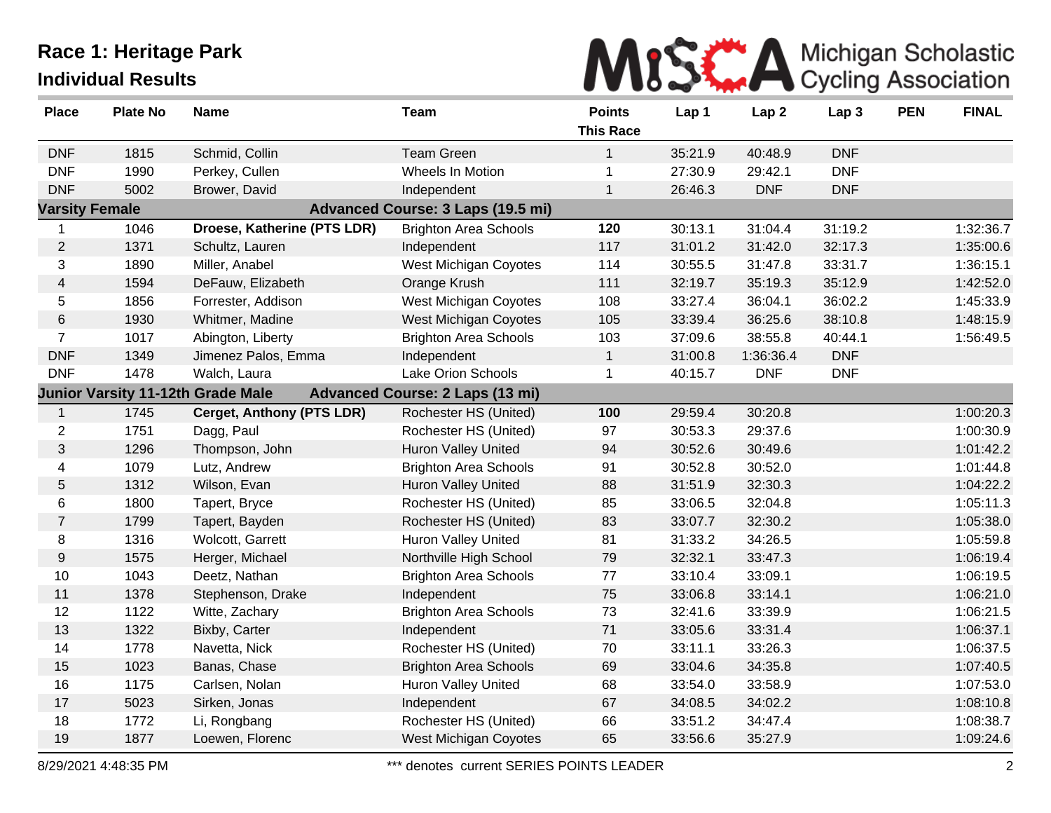# Race 1: Heritage Park

## Individual Results

Michigan Scholastic Cycling Association

| Place | Plate No | Name | Team | Points This Race | Lap 1 | Lap 2 | Lap 3 | PEN | FINAL |
|---|---|---|---|---|---|---|---|---|---|
| DNF | 1815 | Schmid, Collin | Team Green | 1 | 35:21.9 | 40:48.9 | DNF | | |
| DNF | 1990 | Perkey, Cullen | Wheels In Motion | 1 | 27:30.9 | 29:42.1 | DNF | | |
| DNF | 5002 | Brower, David | Independent | 1 | 26:46.3 | DNF | DNF | | |
| **Varsity Female** | | | **Advanced Course: 3 Laps (19.5 mi)** | | | | | | |
| 1 | 1046 | **Droese, Katherine (PTS LDR)** | Brighton Area Schools | **120** | 30:13.1 | 31:04.4 | 31:19.2 | | 1:32:36.7 |
| 2 | 1371 | Schultz, Lauren | Independent | 117 | 31:01.2 | 31:42.0 | 32:17.3 | | 1:35:00.6 |
| 3 | 1890 | Miller, Anabel | West Michigan Coyotes | 114 | 30:55.5 | 31:47.8 | 33:31.7 | | 1:36:15.1 |
| 4 | 1594 | DeFauw, Elizabeth | Orange Krush | 111 | 32:19.7 | 35:19.3 | 35:12.9 | | 1:42:52.0 |
| 5 | 1856 | Forrester, Addison | West Michigan Coyotes | 108 | 33:27.4 | 36:04.1 | 36:02.2 | | 1:45:33.9 |
| 6 | 1930 | Whitmer, Madine | West Michigan Coyotes | 105 | 33:39.4 | 36:25.6 | 38:10.8 | | 1:48:15.9 |
| 7 | 1017 | Abington, Liberty | Brighton Area Schools | 103 | 37:09.6 | 38:55.8 | 40:44.1 | | 1:56:49.5 |
| DNF | 1349 | Jimenez Palos, Emma | Independent | 1 | 31:00.8 | 1:36:36.4 | DNF | | |
| DNF | 1478 | Walch, Laura | Lake Orion Schools | 1 | 40:15.7 | DNF | DNF | | |
| **Junior Varsity 11-12th Grade Male** | | | **Advanced Course: 2 Laps (13 mi)** | | | | | | |
| 1 | 1745 | **Cerget, Anthony (PTS LDR)** | Rochester HS (United) | **100** | 29:59.4 | 30:20.8 | | | 1:00:20.3 |
| 2 | 1751 | Dagg, Paul | Rochester HS (United) | 97 | 30:53.3 | 29:37.6 | | | 1:00:30.9 |
| 3 | 1296 | Thompson, John | Huron Valley United | 94 | 30:52.6 | 30:49.6 | | | 1:01:42.2 |
| 4 | 1079 | Lutz, Andrew | Brighton Area Schools | 91 | 30:52.8 | 30:52.0 | | | 1:01:44.8 |
| 5 | 1312 | Wilson, Evan | Huron Valley United | 88 | 31:51.9 | 32:30.3 | | | 1:04:22.2 |
| 6 | 1800 | Tapert, Bryce | Rochester HS (United) | 85 | 33:06.5 | 32:04.8 | | | 1:05:11.3 |
| 7 | 1799 | Tapert, Bayden | Rochester HS (United) | 83 | 33:07.7 | 32:30.2 | | | 1:05:38.0 |
| 8 | 1316 | Wolcott, Garrett | Huron Valley United | 81 | 31:33.2 | 34:26.5 | | | 1:05:59.8 |
| 9 | 1575 | Herger, Michael | Northville High School | 79 | 32:32.1 | 33:47.3 | | | 1:06:19.4 |
| 10 | 1043 | Deetz, Nathan | Brighton Area Schools | 77 | 33:10.4 | 33:09.1 | | | 1:06:19.5 |
| 11 | 1378 | Stephenson, Drake | Independent | 75 | 33:06.8 | 33:14.1 | | | 1:06:21.0 |
| 12 | 1122 | Witte, Zachary | Brighton Area Schools | 73 | 32:41.6 | 33:39.9 | | | 1:06:21.5 |
| 13 | 1322 | Bixby, Carter | Independent | 71 | 33:05.6 | 33:31.4 | | | 1:06:37.1 |
| 14 | 1778 | Navetta, Nick | Rochester HS (United) | 70 | 33:11.1 | 33:26.3 | | | 1:06:37.5 |
| 15 | 1023 | Banas, Chase | Brighton Area Schools | 69 | 33:04.6 | 34:35.8 | | | 1:07:40.5 |
| 16 | 1175 | Carlsen, Nolan | Huron Valley United | 68 | 33:54.0 | 33:58.9 | | | 1:07:53.0 |
| 17 | 5023 | Sirken, Jonas | Independent | 67 | 34:08.5 | 34:02.2 | | | 1:08:10.8 |
| 18 | 1772 | Li, Rongbang | Rochester HS (United) | 66 | 33:51.2 | 34:47.4 | | | 1:08:38.7 |
| 19 | 1877 | Loewen, Florenc | West Michigan Coyotes | 65 | 33:56.6 | 35:27.9 | | | 1:09:24.6 |

8/29/2021 4:48:35 PM — *** denotes current SERIES POINTS LEADER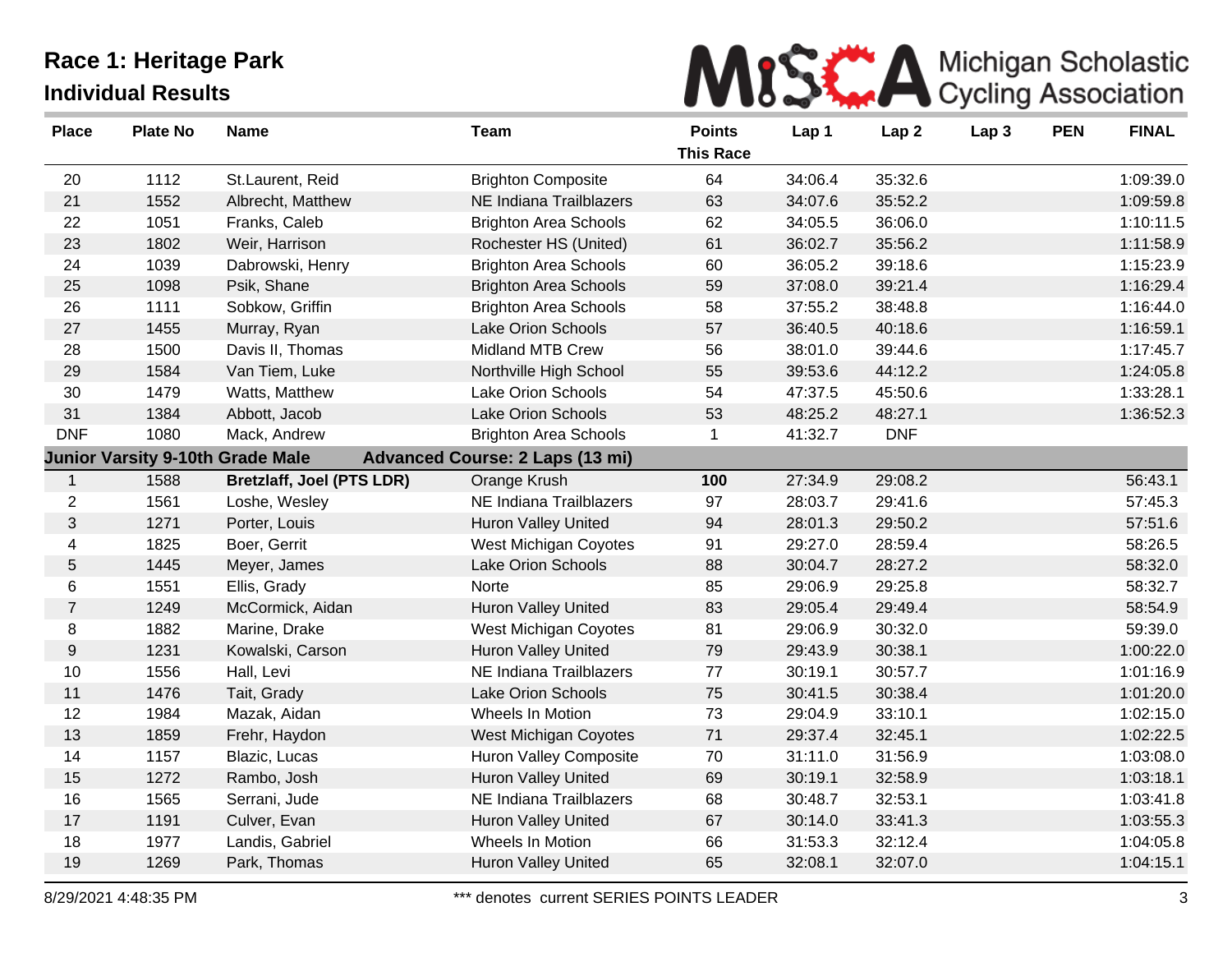# Race 1: Heritage Park

## Individual Results

Michigan Scholastic Cycling Association

| Place | Plate No | Name | Team | Points This Race | Lap 1 | Lap 2 | Lap 3 | PEN | FINAL |
|---|---|---|---|---|---|---|---|---|---|
| 20 | 1112 | St.Laurent, Reid | Brighton Composite | 64 | 34:06.4 | 35:32.6 | | | 1:09:39.0 |
| 21 | 1552 | Albrecht, Matthew | NE Indiana Trailblazers | 63 | 34:07.6 | 35:52.2 | | | 1:09:59.8 |
| 22 | 1051 | Franks, Caleb | Brighton Area Schools | 62 | 34:05.5 | 36:06.0 | | | 1:10:11.5 |
| 23 | 1802 | Weir, Harrison | Rochester HS (United) | 61 | 36:02.7 | 35:56.2 | | | 1:11:58.9 |
| 24 | 1039 | Dabrowski, Henry | Brighton Area Schools | 60 | 36:05.2 | 39:18.6 | | | 1:15:23.9 |
| 25 | 1098 | Psik, Shane | Brighton Area Schools | 59 | 37:08.0 | 39:21.4 | | | 1:16:29.4 |
| 26 | 1111 | Sobkow, Griffin | Brighton Area Schools | 58 | 37:55.2 | 38:48.8 | | | 1:16:44.0 |
| 27 | 1455 | Murray, Ryan | Lake Orion Schools | 57 | 36:40.5 | 40:18.6 | | | 1:16:59.1 |
| 28 | 1500 | Davis II, Thomas | Midland MTB Crew | 56 | 38:01.0 | 39:44.6 | | | 1:17:45.7 |
| 29 | 1584 | Van Tiem, Luke | Northville High School | 55 | 39:53.6 | 44:12.2 | | | 1:24:05.8 |
| 30 | 1479 | Watts, Matthew | Lake Orion Schools | 54 | 47:37.5 | 45:50.6 | | | 1:33:28.1 |
| 31 | 1384 | Abbott, Jacob | Lake Orion Schools | 53 | 48:25.2 | 48:27.1 | | | 1:36:52.3 |
| DNF | 1080 | Mack, Andrew | Brighton Area Schools | 1 | 41:32.7 | DNF | | | |
| **Junior Varsity 9-10th Grade Male** | | | **Advanced Course: 2 Laps (13 mi)** | | | | | | |
| 1 | 1588 | **Bretzlaff, Joel (PTS LDR)** | Orange Krush | **100** | 27:34.9 | 29:08.2 | | | 56:43.1 |
| 2 | 1561 | Loshe, Wesley | NE Indiana Trailblazers | 97 | 28:03.7 | 29:41.6 | | | 57:45.3 |
| 3 | 1271 | Porter, Louis | Huron Valley United | 94 | 28:01.3 | 29:50.2 | | | 57:51.6 |
| 4 | 1825 | Boer, Gerrit | West Michigan Coyotes | 91 | 29:27.0 | 28:59.4 | | | 58:26.5 |
| 5 | 1445 | Meyer, James | Lake Orion Schools | 88 | 30:04.7 | 28:27.2 | | | 58:32.0 |
| 6 | 1551 | Ellis, Grady | Norte | 85 | 29:06.9 | 29:25.8 | | | 58:32.7 |
| 7 | 1249 | McCormick, Aidan | Huron Valley United | 83 | 29:05.4 | 29:49.4 | | | 58:54.9 |
| 8 | 1882 | Marine, Drake | West Michigan Coyotes | 81 | 29:06.9 | 30:32.0 | | | 59:39.0 |
| 9 | 1231 | Kowalski, Carson | Huron Valley United | 79 | 29:43.9 | 30:38.1 | | | 1:00:22.0 |
| 10 | 1556 | Hall, Levi | NE Indiana Trailblazers | 77 | 30:19.1 | 30:57.7 | | | 1:01:16.9 |
| 11 | 1476 | Tait, Grady | Lake Orion Schools | 75 | 30:41.5 | 30:38.4 | | | 1:01:20.0 |
| 12 | 1984 | Mazak, Aidan | Wheels In Motion | 73 | 29:04.9 | 33:10.1 | | | 1:02:15.0 |
| 13 | 1859 | Frehr, Haydon | West Michigan Coyotes | 71 | 29:37.4 | 32:45.1 | | | 1:02:22.5 |
| 14 | 1157 | Blazic, Lucas | Huron Valley Composite | 70 | 31:11.0 | 31:56.9 | | | 1:03:08.0 |
| 15 | 1272 | Rambo, Josh | Huron Valley United | 69 | 30:19.1 | 32:58.9 | | | 1:03:18.1 |
| 16 | 1565 | Serrani, Jude | NE Indiana Trailblazers | 68 | 30:48.7 | 32:53.1 | | | 1:03:41.8 |
| 17 | 1191 | Culver, Evan | Huron Valley United | 67 | 30:14.0 | 33:41.3 | | | 1:03:55.3 |
| 18 | 1977 | Landis, Gabriel | Wheels In Motion | 66 | 31:53.3 | 32:12.4 | | | 1:04:05.8 |
| 19 | 1269 | Park, Thomas | Huron Valley United | 65 | 32:08.1 | 32:07.0 | | | 1:04:15.1 |

8/29/2021 4:48:35 PM — *** denotes current SERIES POINTS LEADER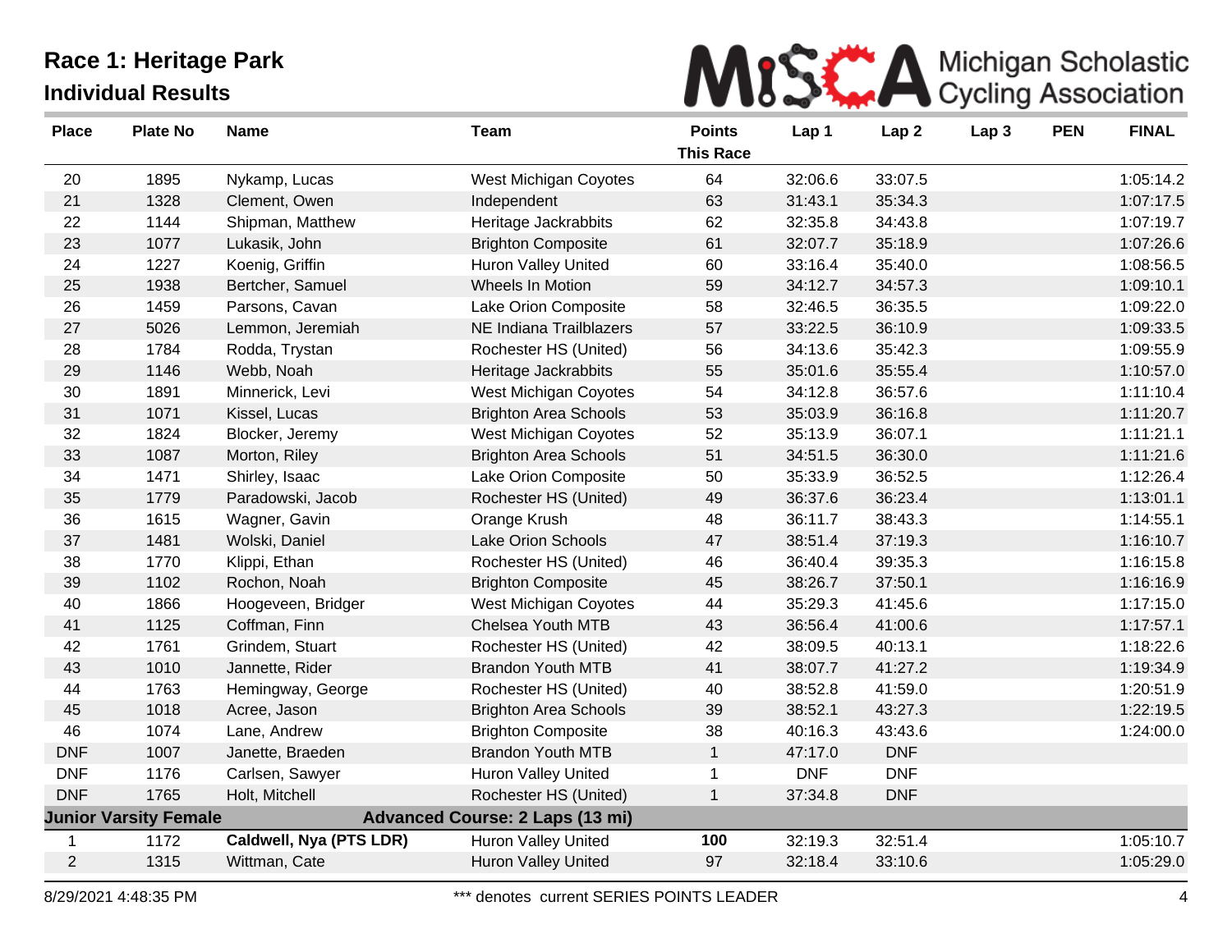# Race 1: Heritage Park

## Individual Results

Michigan Scholastic Cycling Association

| Place | Plate No | Name | Team | Points This Race | Lap 1 | Lap 2 | Lap 3 | PEN | FINAL |
|---|---|---|---|---|---|---|---|---|---|
| 20 | 1895 | Nykamp, Lucas | West Michigan Coyotes | 64 | 32:06.6 | 33:07.5 | | | 1:05:14.2 |
| 21 | 1328 | Clement, Owen | Independent | 63 | 31:43.1 | 35:34.3 | | | 1:07:17.5 |
| 22 | 1144 | Shipman, Matthew | Heritage Jackrabbits | 62 | 32:35.8 | 34:43.8 | | | 1:07:19.7 |
| 23 | 1077 | Lukasik, John | Brighton Composite | 61 | 32:07.7 | 35:18.9 | | | 1:07:26.6 |
| 24 | 1227 | Koenig, Griffin | Huron Valley United | 60 | 33:16.4 | 35:40.0 | | | 1:08:56.5 |
| 25 | 1938 | Bertcher, Samuel | Wheels In Motion | 59 | 34:12.7 | 34:57.3 | | | 1:09:10.1 |
| 26 | 1459 | Parsons, Cavan | Lake Orion Composite | 58 | 32:46.5 | 36:35.5 | | | 1:09:22.0 |
| 27 | 5026 | Lemmon, Jeremiah | NE Indiana Trailblazers | 57 | 33:22.5 | 36:10.9 | | | 1:09:33.5 |
| 28 | 1784 | Rodda, Trystan | Rochester HS (United) | 56 | 34:13.6 | 35:42.3 | | | 1:09:55.9 |
| 29 | 1146 | Webb, Noah | Heritage Jackrabbits | 55 | 35:01.6 | 35:55.4 | | | 1:10:57.0 |
| 30 | 1891 | Minnerick, Levi | West Michigan Coyotes | 54 | 34:12.8 | 36:57.6 | | | 1:11:10.4 |
| 31 | 1071 | Kissel, Lucas | Brighton Area Schools | 53 | 35:03.9 | 36:16.8 | | | 1:11:20.7 |
| 32 | 1824 | Blocker, Jeremy | West Michigan Coyotes | 52 | 35:13.9 | 36:07.1 | | | 1:11:21.1 |
| 33 | 1087 | Morton, Riley | Brighton Area Schools | 51 | 34:51.5 | 36:30.0 | | | 1:11:21.6 |
| 34 | 1471 | Shirley, Isaac | Lake Orion Composite | 50 | 35:33.9 | 36:52.5 | | | 1:12:26.4 |
| 35 | 1779 | Paradowski, Jacob | Rochester HS (United) | 49 | 36:37.6 | 36:23.4 | | | 1:13:01.1 |
| 36 | 1615 | Wagner, Gavin | Orange Krush | 48 | 36:11.7 | 38:43.3 | | | 1:14:55.1 |
| 37 | 1481 | Wolski, Daniel | Lake Orion Schools | 47 | 38:51.4 | 37:19.3 | | | 1:16:10.7 |
| 38 | 1770 | Klippi, Ethan | Rochester HS (United) | 46 | 36:40.4 | 39:35.3 | | | 1:16:15.8 |
| 39 | 1102 | Rochon, Noah | Brighton Composite | 45 | 38:26.7 | 37:50.1 | | | 1:16:16.9 |
| 40 | 1866 | Hoogeveen, Bridger | West Michigan Coyotes | 44 | 35:29.3 | 41:45.6 | | | 1:17:15.0 |
| 41 | 1125 | Coffman, Finn | Chelsea Youth MTB | 43 | 36:56.4 | 41:00.6 | | | 1:17:57.1 |
| 42 | 1761 | Grindem, Stuart | Rochester HS (United) | 42 | 38:09.5 | 40:13.1 | | | 1:18:22.6 |
| 43 | 1010 | Jannette, Rider | Brandon Youth MTB | 41 | 38:07.7 | 41:27.2 | | | 1:19:34.9 |
| 44 | 1763 | Hemingway, George | Rochester HS (United) | 40 | 38:52.8 | 41:59.0 | | | 1:20:51.9 |
| 45 | 1018 | Acree, Jason | Brighton Area Schools | 39 | 38:52.1 | 43:27.3 | | | 1:22:19.5 |
| 46 | 1074 | Lane, Andrew | Brighton Composite | 38 | 40:16.3 | 43:43.6 | | | 1:24:00.0 |
| DNF | 1007 | Janette, Braeden | Brandon Youth MTB | 1 | 47:17.0 | DNF | | | |
| DNF | 1176 | Carlsen, Sawyer | Huron Valley United | 1 | DNF | DNF | | | |
| DNF | 1765 | Holt, Mitchell | Rochester HS (United) | 1 | 37:34.8 | DNF | | | |
| **Junior Varsity Female** | | | **Advanced Course: 2 Laps (13 mi)** | | | | | | |
| 1 | 1172 | **Caldwell, Nya (PTS LDR)** | Huron Valley United | **100** | 32:19.3 | 32:51.4 | | | 1:05:10.7 |
| 2 | 1315 | Wittman, Cate | Huron Valley United | 97 | 32:18.4 | 33:10.6 | | | 1:05:29.0 |

8/29/2021 4:48:35 PM — *** denotes current SERIES POINTS LEADER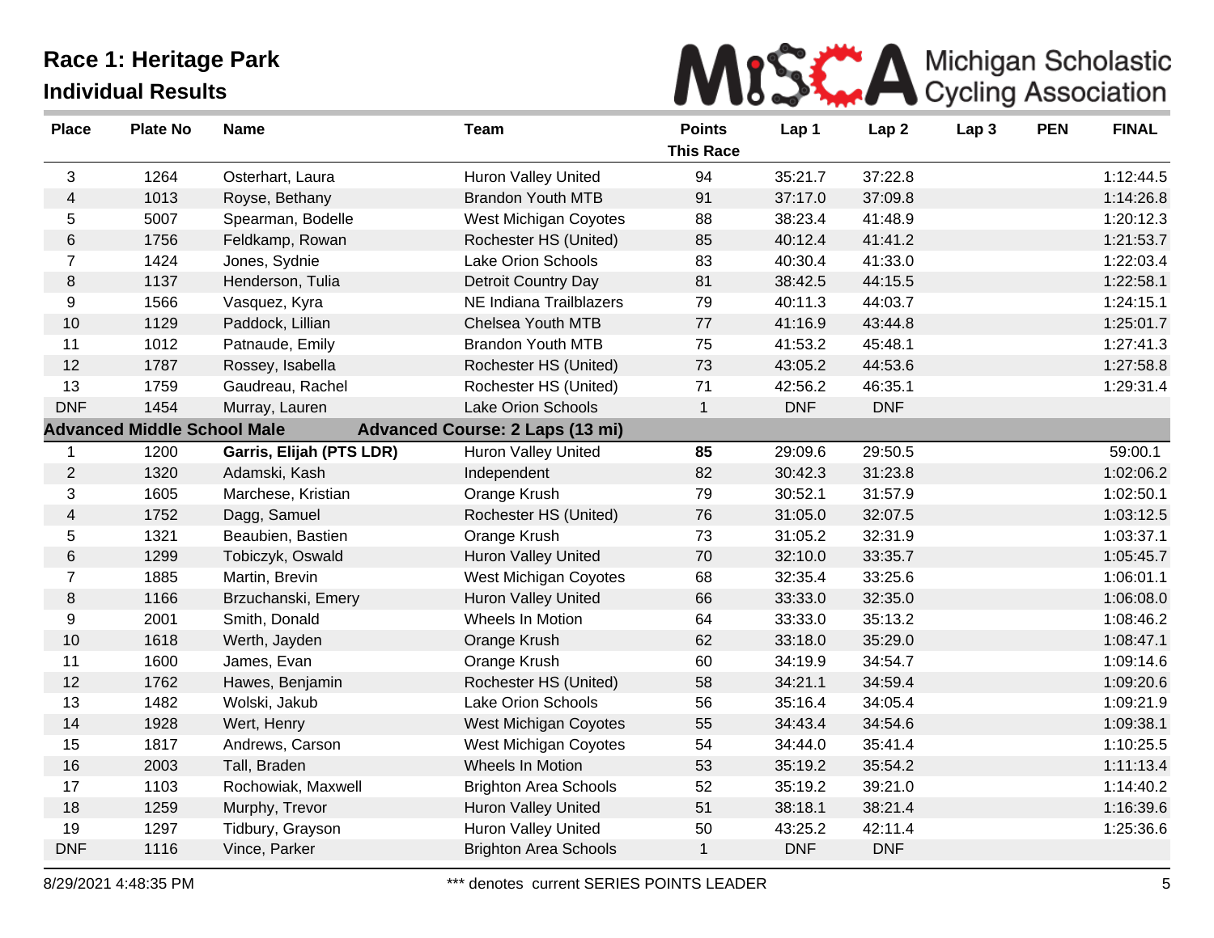# Race 1: Heritage Park

## Individual Results

Michigan Scholastic Cycling Association

| Place | Plate No | Name | Team | Points This Race | Lap 1 | Lap 2 | Lap 3 | PEN | FINAL |
|---|---|---|---|---|---|---|---|---|---|
| 3 | 1264 | Osterhart, Laura | Huron Valley United | 94 | 35:21.7 | 37:22.8 | | | 1:12:44.5 |
| 4 | 1013 | Royse, Bethany | Brandon Youth MTB | 91 | 37:17.0 | 37:09.8 | | | 1:14:26.8 |
| 5 | 5007 | Spearman, Bodelle | West Michigan Coyotes | 88 | 38:23.4 | 41:48.9 | | | 1:20:12.3 |
| 6 | 1756 | Feldkamp, Rowan | Rochester HS (United) | 85 | 40:12.4 | 41:41.2 | | | 1:21:53.7 |
| 7 | 1424 | Jones, Sydnie | Lake Orion Schools | 83 | 40:30.4 | 41:33.0 | | | 1:22:03.4 |
| 8 | 1137 | Henderson, Tulia | Detroit Country Day | 81 | 38:42.5 | 44:15.5 | | | 1:22:58.1 |
| 9 | 1566 | Vasquez, Kyra | NE Indiana Trailblazers | 79 | 40:11.3 | 44:03.7 | | | 1:24:15.1 |
| 10 | 1129 | Paddock, Lillian | Chelsea Youth MTB | 77 | 41:16.9 | 43:44.8 | | | 1:25:01.7 |
| 11 | 1012 | Patnaude, Emily | Brandon Youth MTB | 75 | 41:53.2 | 45:48.1 | | | 1:27:41.3 |
| 12 | 1787 | Rossey, Isabella | Rochester HS (United) | 73 | 43:05.2 | 44:53.6 | | | 1:27:58.8 |
| 13 | 1759 | Gaudreau, Rachel | Rochester HS (United) | 71 | 42:56.2 | 46:35.1 | | | 1:29:31.4 |
| DNF | 1454 | Murray, Lauren | Lake Orion Schools | 1 | DNF | DNF | | | |
| **Advanced Middle School Male** | | | **Advanced Course: 2 Laps (13 mi)** | | | | | | |
| 1 | 1200 | **Garris, Elijah (PTS LDR)** | Huron Valley United | **85** | 29:09.6 | 29:50.5 | | | 59:00.1 |
| 2 | 1320 | Adamski, Kash | Independent | 82 | 30:42.3 | 31:23.8 | | | 1:02:06.2 |
| 3 | 1605 | Marchese, Kristian | Orange Krush | 79 | 30:52.1 | 31:57.9 | | | 1:02:50.1 |
| 4 | 1752 | Dagg, Samuel | Rochester HS (United) | 76 | 31:05.0 | 32:07.5 | | | 1:03:12.5 |
| 5 | 1321 | Beaubien, Bastien | Orange Krush | 73 | 31:05.2 | 32:31.9 | | | 1:03:37.1 |
| 6 | 1299 | Tobiczyk, Oswald | Huron Valley United | 70 | 32:10.0 | 33:35.7 | | | 1:05:45.7 |
| 7 | 1885 | Martin, Brevin | West Michigan Coyotes | 68 | 32:35.4 | 33:25.6 | | | 1:06:01.1 |
| 8 | 1166 | Brzuchanski, Emery | Huron Valley United | 66 | 33:33.0 | 32:35.0 | | | 1:06:08.0 |
| 9 | 2001 | Smith, Donald | Wheels In Motion | 64 | 33:33.0 | 35:13.2 | | | 1:08:46.2 |
| 10 | 1618 | Werth, Jayden | Orange Krush | 62 | 33:18.0 | 35:29.0 | | | 1:08:47.1 |
| 11 | 1600 | James, Evan | Orange Krush | 60 | 34:19.9 | 34:54.7 | | | 1:09:14.6 |
| 12 | 1762 | Hawes, Benjamin | Rochester HS (United) | 58 | 34:21.1 | 34:59.4 | | | 1:09:20.6 |
| 13 | 1482 | Wolski, Jakub | Lake Orion Schools | 56 | 35:16.4 | 34:05.4 | | | 1:09:21.9 |
| 14 | 1928 | Wert, Henry | West Michigan Coyotes | 55 | 34:43.4 | 34:54.6 | | | 1:09:38.1 |
| 15 | 1817 | Andrews, Carson | West Michigan Coyotes | 54 | 34:44.0 | 35:41.4 | | | 1:10:25.5 |
| 16 | 2003 | Tall, Braden | Wheels In Motion | 53 | 35:19.2 | 35:54.2 | | | 1:11:13.4 |
| 17 | 1103 | Rochowiak, Maxwell | Brighton Area Schools | 52 | 35:19.2 | 39:21.0 | | | 1:14:40.2 |
| 18 | 1259 | Murphy, Trevor | Huron Valley United | 51 | 38:18.1 | 38:21.4 | | | 1:16:39.6 |
| 19 | 1297 | Tidbury, Grayson | Huron Valley United | 50 | 43:25.2 | 42:11.4 | | | 1:25:36.6 |
| DNF | 1116 | Vince, Parker | Brighton Area Schools | 1 | DNF | DNF | | | |

8/29/2021 4:48:35 PM — *** denotes current SERIES POINTS LEADER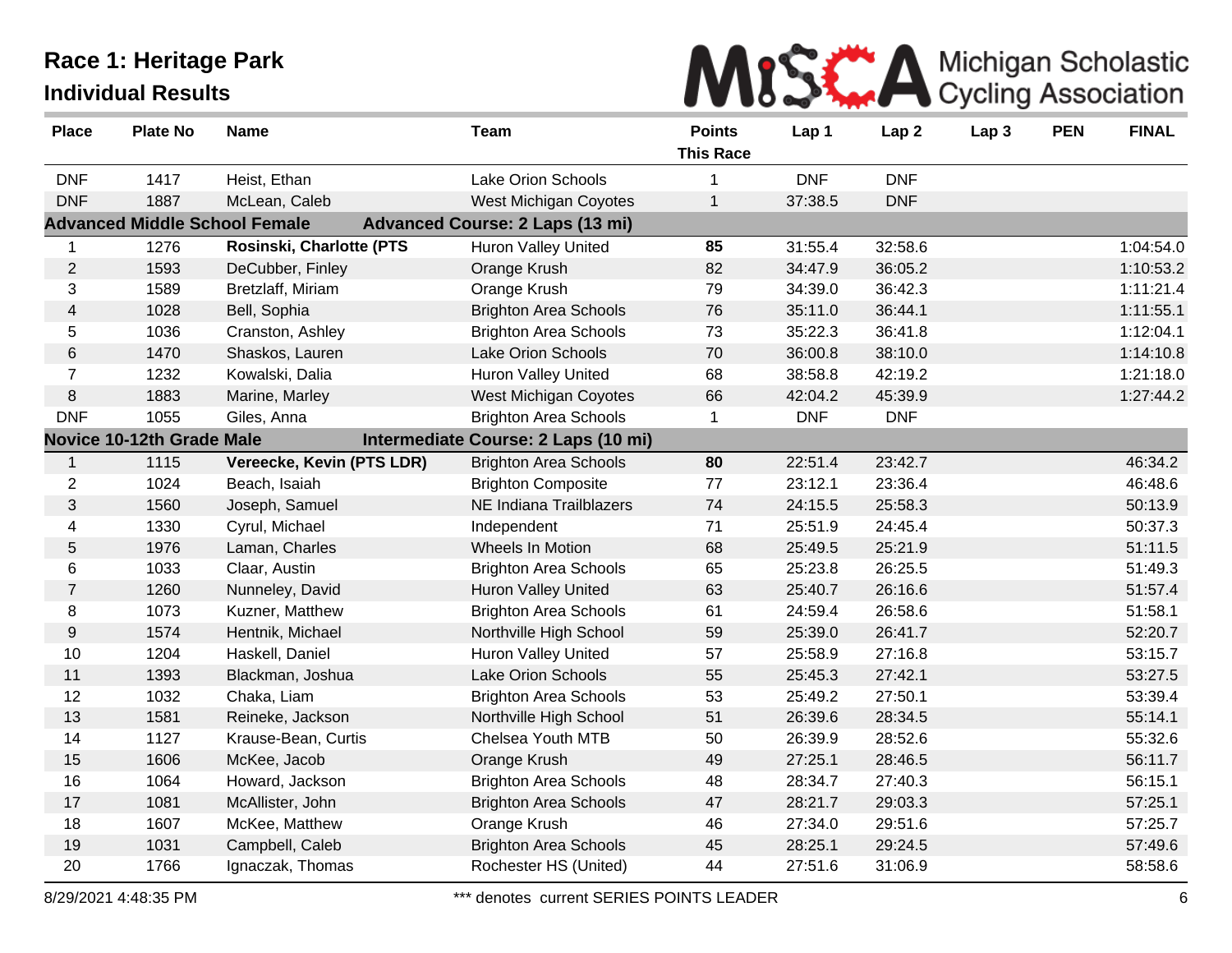# Race 1: Heritage Park

## Individual Results

Michigan Scholastic Cycling Association

| Place | Plate No | Name | Team | Points This Race | Lap 1 | Lap 2 | Lap 3 | PEN | FINAL |
|---|---|---|---|---|---|---|---|---|---|
| DNF | 1417 | Heist, Ethan | Lake Orion Schools | 1 | DNF | DNF | | | |
| DNF | 1887 | McLean, Caleb | West Michigan Coyotes | 1 | 37:38.5 | DNF | | | |
| **Advanced Middle School Female** | | | **Advanced Course: 2 Laps (13 mi)** | | | | | | |
| 1 | 1276 | **Rosinski, Charlotte (PTS** | Huron Valley United | **85** | 31:55.4 | 32:58.6 | | | 1:04:54.0 |
| 2 | 1593 | DeCubber, Finley | Orange Krush | 82 | 34:47.9 | 36:05.2 | | | 1:10:53.2 |
| 3 | 1589 | Bretzlaff, Miriam | Orange Krush | 79 | 34:39.0 | 36:42.3 | | | 1:11:21.4 |
| 4 | 1028 | Bell, Sophia | Brighton Area Schools | 76 | 35:11.0 | 36:44.1 | | | 1:11:55.1 |
| 5 | 1036 | Cranston, Ashley | Brighton Area Schools | 73 | 35:22.3 | 36:41.8 | | | 1:12:04.1 |
| 6 | 1470 | Shaskos, Lauren | Lake Orion Schools | 70 | 36:00.8 | 38:10.0 | | | 1:14:10.8 |
| 7 | 1232 | Kowalski, Dalia | Huron Valley United | 68 | 38:58.8 | 42:19.2 | | | 1:21:18.0 |
| 8 | 1883 | Marine, Marley | West Michigan Coyotes | 66 | 42:04.2 | 45:39.9 | | | 1:27:44.2 |
| DNF | 1055 | Giles, Anna | Brighton Area Schools | 1 | DNF | DNF | | | |
| **Novice 10-12th Grade Male** | | | **Intermediate Course: 2 Laps (10 mi)** | | | | | | |
| 1 | 1115 | **Vereecke, Kevin (PTS LDR)** | Brighton Area Schools | **80** | 22:51.4 | 23:42.7 | | | 46:34.2 |
| 2 | 1024 | Beach, Isaiah | Brighton Composite | 77 | 23:12.1 | 23:36.4 | | | 46:48.6 |
| 3 | 1560 | Joseph, Samuel | NE Indiana Trailblazers | 74 | 24:15.5 | 25:58.3 | | | 50:13.9 |
| 4 | 1330 | Cyrul, Michael | Independent | 71 | 25:51.9 | 24:45.4 | | | 50:37.3 |
| 5 | 1976 | Laman, Charles | Wheels In Motion | 68 | 25:49.5 | 25:21.9 | | | 51:11.5 |
| 6 | 1033 | Claar, Austin | Brighton Area Schools | 65 | 25:23.8 | 26:25.5 | | | 51:49.3 |
| 7 | 1260 | Nunneley, David | Huron Valley United | 63 | 25:40.7 | 26:16.6 | | | 51:57.4 |
| 8 | 1073 | Kuzner, Matthew | Brighton Area Schools | 61 | 24:59.4 | 26:58.6 | | | 51:58.1 |
| 9 | 1574 | Hentnik, Michael | Northville High School | 59 | 25:39.0 | 26:41.7 | | | 52:20.7 |
| 10 | 1204 | Haskell, Daniel | Huron Valley United | 57 | 25:58.9 | 27:16.8 | | | 53:15.7 |
| 11 | 1393 | Blackman, Joshua | Lake Orion Schools | 55 | 25:45.3 | 27:42.1 | | | 53:27.5 |
| 12 | 1032 | Chaka, Liam | Brighton Area Schools | 53 | 25:49.2 | 27:50.1 | | | 53:39.4 |
| 13 | 1581 | Reineke, Jackson | Northville High School | 51 | 26:39.6 | 28:34.5 | | | 55:14.1 |
| 14 | 1127 | Krause-Bean, Curtis | Chelsea Youth MTB | 50 | 26:39.9 | 28:52.6 | | | 55:32.6 |
| 15 | 1606 | McKee, Jacob | Orange Krush | 49 | 27:25.1 | 28:46.5 | | | 56:11.7 |
| 16 | 1064 | Howard, Jackson | Brighton Area Schools | 48 | 28:34.7 | 27:40.3 | | | 56:15.1 |
| 17 | 1081 | McAllister, John | Brighton Area Schools | 47 | 28:21.7 | 29:03.3 | | | 57:25.1 |
| 18 | 1607 | McKee, Matthew | Orange Krush | 46 | 27:34.0 | 29:51.6 | | | 57:25.7 |
| 19 | 1031 | Campbell, Caleb | Brighton Area Schools | 45 | 28:25.1 | 29:24.5 | | | 57:49.6 |
| 20 | 1766 | Ignaczak, Thomas | Rochester HS (United) | 44 | 27:51.6 | 31:06.9 | | | 58:58.6 |

8/29/2021 4:48:35 PM — *** denotes current SERIES POINTS LEADER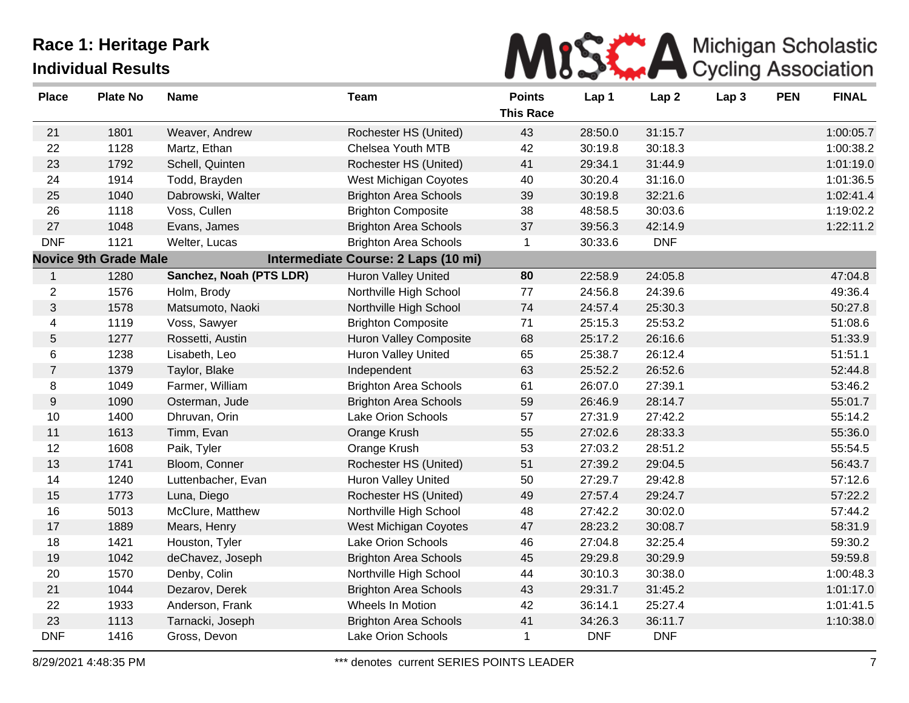# Race 1: Heritage Park

## Individual Results

Michigan Scholastic Cycling Association

| Place | Plate No | Name | Team | Points This Race | Lap 1 | Lap 2 | Lap 3 | PEN | FINAL |
|---|---|---|---|---|---|---|---|---|---|
| 21 | 1801 | Weaver, Andrew | Rochester HS (United) | 43 | 28:50.0 | 31:15.7 | | | 1:00:05.7 |
| 22 | 1128 | Martz, Ethan | Chelsea Youth MTB | 42 | 30:19.8 | 30:18.3 | | | 1:00:38.2 |
| 23 | 1792 | Schell, Quinten | Rochester HS (United) | 41 | 29:34.1 | 31:44.9 | | | 1:01:19.0 |
| 24 | 1914 | Todd, Brayden | West Michigan Coyotes | 40 | 30:20.4 | 31:16.0 | | | 1:01:36.5 |
| 25 | 1040 | Dabrowski, Walter | Brighton Area Schools | 39 | 30:19.8 | 32:21.6 | | | 1:02:41.4 |
| 26 | 1118 | Voss, Cullen | Brighton Composite | 38 | 48:58.5 | 30:03.6 | | | 1:19:02.2 |
| 27 | 1048 | Evans, James | Brighton Area Schools | 37 | 39:56.3 | 42:14.9 | | | 1:22:11.2 |
| DNF | 1121 | Welter, Lucas | Brighton Area Schools | 1 | 30:33.6 | DNF | | | |
| **Novice 9th Grade Male** | | | **Intermediate Course: 2 Laps (10 mi)** | | | | | | |
| 1 | 1280 | **Sanchez, Noah (PTS LDR)** | Huron Valley United | **80** | 22:58.9 | 24:05.8 | | | 47:04.8 |
| 2 | 1576 | Holm, Brody | Northville High School | 77 | 24:56.8 | 24:39.6 | | | 49:36.4 |
| 3 | 1578 | Matsumoto, Naoki | Northville High School | 74 | 24:57.4 | 25:30.3 | | | 50:27.8 |
| 4 | 1119 | Voss, Sawyer | Brighton Composite | 71 | 25:15.3 | 25:53.2 | | | 51:08.6 |
| 5 | 1277 | Rossetti, Austin | Huron Valley Composite | 68 | 25:17.2 | 26:16.6 | | | 51:33.9 |
| 6 | 1238 | Lisabeth, Leo | Huron Valley United | 65 | 25:38.7 | 26:12.4 | | | 51:51.1 |
| 7 | 1379 | Taylor, Blake | Independent | 63 | 25:52.2 | 26:52.6 | | | 52:44.8 |
| 8 | 1049 | Farmer, William | Brighton Area Schools | 61 | 26:07.0 | 27:39.1 | | | 53:46.2 |
| 9 | 1090 | Osterman, Jude | Brighton Area Schools | 59 | 26:46.9 | 28:14.7 | | | 55:01.7 |
| 10 | 1400 | Dhruvan, Orin | Lake Orion Schools | 57 | 27:31.9 | 27:42.2 | | | 55:14.2 |
| 11 | 1613 | Timm, Evan | Orange Krush | 55 | 27:02.6 | 28:33.3 | | | 55:36.0 |
| 12 | 1608 | Paik, Tyler | Orange Krush | 53 | 27:03.2 | 28:51.2 | | | 55:54.5 |
| 13 | 1741 | Bloom, Conner | Rochester HS (United) | 51 | 27:39.2 | 29:04.5 | | | 56:43.7 |
| 14 | 1240 | Luttenbacher, Evan | Huron Valley United | 50 | 27:29.7 | 29:42.8 | | | 57:12.6 |
| 15 | 1773 | Luna, Diego | Rochester HS (United) | 49 | 27:57.4 | 29:24.7 | | | 57:22.2 |
| 16 | 5013 | McClure, Matthew | Northville High School | 48 | 27:42.2 | 30:02.0 | | | 57:44.2 |
| 17 | 1889 | Mears, Henry | West Michigan Coyotes | 47 | 28:23.2 | 30:08.7 | | | 58:31.9 |
| 18 | 1421 | Houston, Tyler | Lake Orion Schools | 46 | 27:04.8 | 32:25.4 | | | 59:30.2 |
| 19 | 1042 | deChavez, Joseph | Brighton Area Schools | 45 | 29:29.8 | 30:29.9 | | | 59:59.8 |
| 20 | 1570 | Denby, Colin | Northville High School | 44 | 30:10.3 | 30:38.0 | | | 1:00:48.3 |
| 21 | 1044 | Dezarov, Derek | Brighton Area Schools | 43 | 29:31.7 | 31:45.2 | | | 1:01:17.0 |
| 22 | 1933 | Anderson, Frank | Wheels In Motion | 42 | 36:14.1 | 25:27.4 | | | 1:01:41.5 |
| 23 | 1113 | Tarnacki, Joseph | Brighton Area Schools | 41 | 34:26.3 | 36:11.7 | | | 1:10:38.0 |
| DNF | 1416 | Gross, Devon | Lake Orion Schools | 1 | DNF | DNF | | | |

8/29/2021 4:48:35 PM — *** denotes current SERIES POINTS LEADER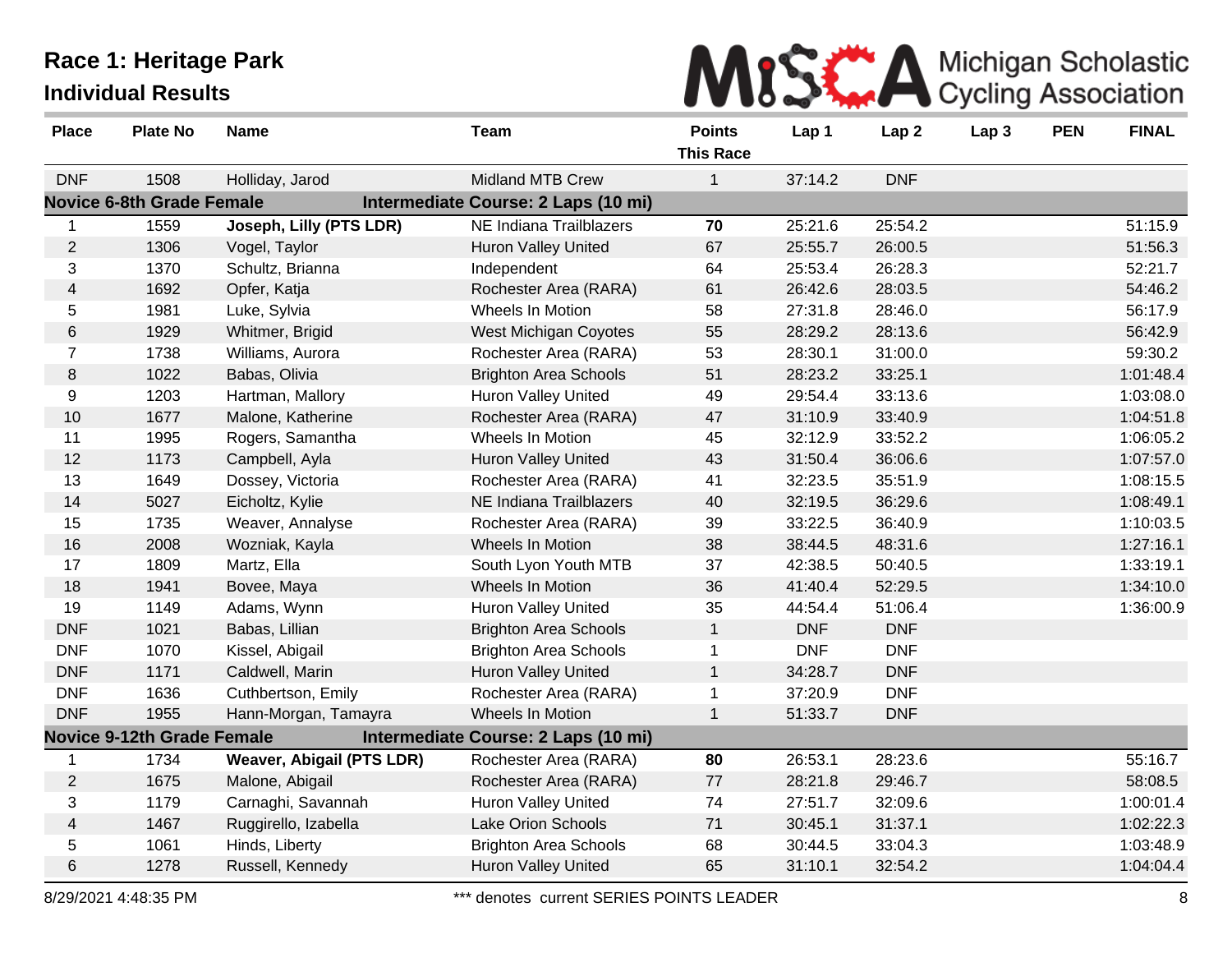# Race 1: Heritage Park

## Individual Results

Michigan Scholastic Cycling Association

| Place | Plate No | Name | Team | Points This Race | Lap 1 | Lap 2 | Lap 3 | PEN | FINAL |
|---|---|---|---|---|---|---|---|---|---|
| DNF | 1508 | Holliday, Jarod | Midland MTB Crew | 1 | 37:14.2 | DNF | | | |
| **Novice 6-8th Grade Female** | | | **Intermediate Course: 2 Laps (10 mi)** | | | | | | |
| 1 | 1559 | **Joseph, Lilly (PTS LDR)** | NE Indiana Trailblazers | **70** | 25:21.6 | 25:54.2 | | | 51:15.9 |
| 2 | 1306 | Vogel, Taylor | Huron Valley United | 67 | 25:55.7 | 26:00.5 | | | 51:56.3 |
| 3 | 1370 | Schultz, Brianna | Independent | 64 | 25:53.4 | 26:28.3 | | | 52:21.7 |
| 4 | 1692 | Opfer, Katja | Rochester Area (RARA) | 61 | 26:42.6 | 28:03.5 | | | 54:46.2 |
| 5 | 1981 | Luke, Sylvia | Wheels In Motion | 58 | 27:31.8 | 28:46.0 | | | 56:17.9 |
| 6 | 1929 | Whitmer, Brigid | West Michigan Coyotes | 55 | 28:29.2 | 28:13.6 | | | 56:42.9 |
| 7 | 1738 | Williams, Aurora | Rochester Area (RARA) | 53 | 28:30.1 | 31:00.0 | | | 59:30.2 |
| 8 | 1022 | Babas, Olivia | Brighton Area Schools | 51 | 28:23.2 | 33:25.1 | | | 1:01:48.4 |
| 9 | 1203 | Hartman, Mallory | Huron Valley United | 49 | 29:54.4 | 33:13.6 | | | 1:03:08.0 |
| 10 | 1677 | Malone, Katherine | Rochester Area (RARA) | 47 | 31:10.9 | 33:40.9 | | | 1:04:51.8 |
| 11 | 1995 | Rogers, Samantha | Wheels In Motion | 45 | 32:12.9 | 33:52.2 | | | 1:06:05.2 |
| 12 | 1173 | Campbell, Ayla | Huron Valley United | 43 | 31:50.4 | 36:06.6 | | | 1:07:57.0 |
| 13 | 1649 | Dossey, Victoria | Rochester Area (RARA) | 41 | 32:23.5 | 35:51.9 | | | 1:08:15.5 |
| 14 | 5027 | Eicholtz, Kylie | NE Indiana Trailblazers | 40 | 32:19.5 | 36:29.6 | | | 1:08:49.1 |
| 15 | 1735 | Weaver, Annalyse | Rochester Area (RARA) | 39 | 33:22.5 | 36:40.9 | | | 1:10:03.5 |
| 16 | 2008 | Wozniak, Kayla | Wheels In Motion | 38 | 38:44.5 | 48:31.6 | | | 1:27:16.1 |
| 17 | 1809 | Martz, Ella | South Lyon Youth MTB | 37 | 42:38.5 | 50:40.5 | | | 1:33:19.1 |
| 18 | 1941 | Bovee, Maya | Wheels In Motion | 36 | 41:40.4 | 52:29.5 | | | 1:34:10.0 |
| 19 | 1149 | Adams, Wynn | Huron Valley United | 35 | 44:54.4 | 51:06.4 | | | 1:36:00.9 |
| DNF | 1021 | Babas, Lillian | Brighton Area Schools | 1 | DNF | DNF | | | |
| DNF | 1070 | Kissel, Abigail | Brighton Area Schools | 1 | DNF | DNF | | | |
| DNF | 1171 | Caldwell, Marin | Huron Valley United | 1 | 34:28.7 | DNF | | | |
| DNF | 1636 | Cuthbertson, Emily | Rochester Area (RARA) | 1 | 37:20.9 | DNF | | | |
| DNF | 1955 | Hann-Morgan, Tamayra | Wheels In Motion | 1 | 51:33.7 | DNF | | | |
| **Novice 9-12th Grade Female** | | | **Intermediate Course: 2 Laps (10 mi)** | | | | | | |
| 1 | 1734 | **Weaver, Abigail (PTS LDR)** | Rochester Area (RARA) | **80** | 26:53.1 | 28:23.6 | | | 55:16.7 |
| 2 | 1675 | Malone, Abigail | Rochester Area (RARA) | 77 | 28:21.8 | 29:46.7 | | | 58:08.5 |
| 3 | 1179 | Carnaghi, Savannah | Huron Valley United | 74 | 27:51.7 | 32:09.6 | | | 1:00:01.4 |
| 4 | 1467 | Ruggirello, Izabella | Lake Orion Schools | 71 | 30:45.1 | 31:37.1 | | | 1:02:22.3 |
| 5 | 1061 | Hinds, Liberty | Brighton Area Schools | 68 | 30:44.5 | 33:04.3 | | | 1:03:48.9 |
| 6 | 1278 | Russell, Kennedy | Huron Valley United | 65 | 31:10.1 | 32:54.2 | | | 1:04:04.4 |

8/29/2021 4:48:35 PM — *** denotes current SERIES POINTS LEADER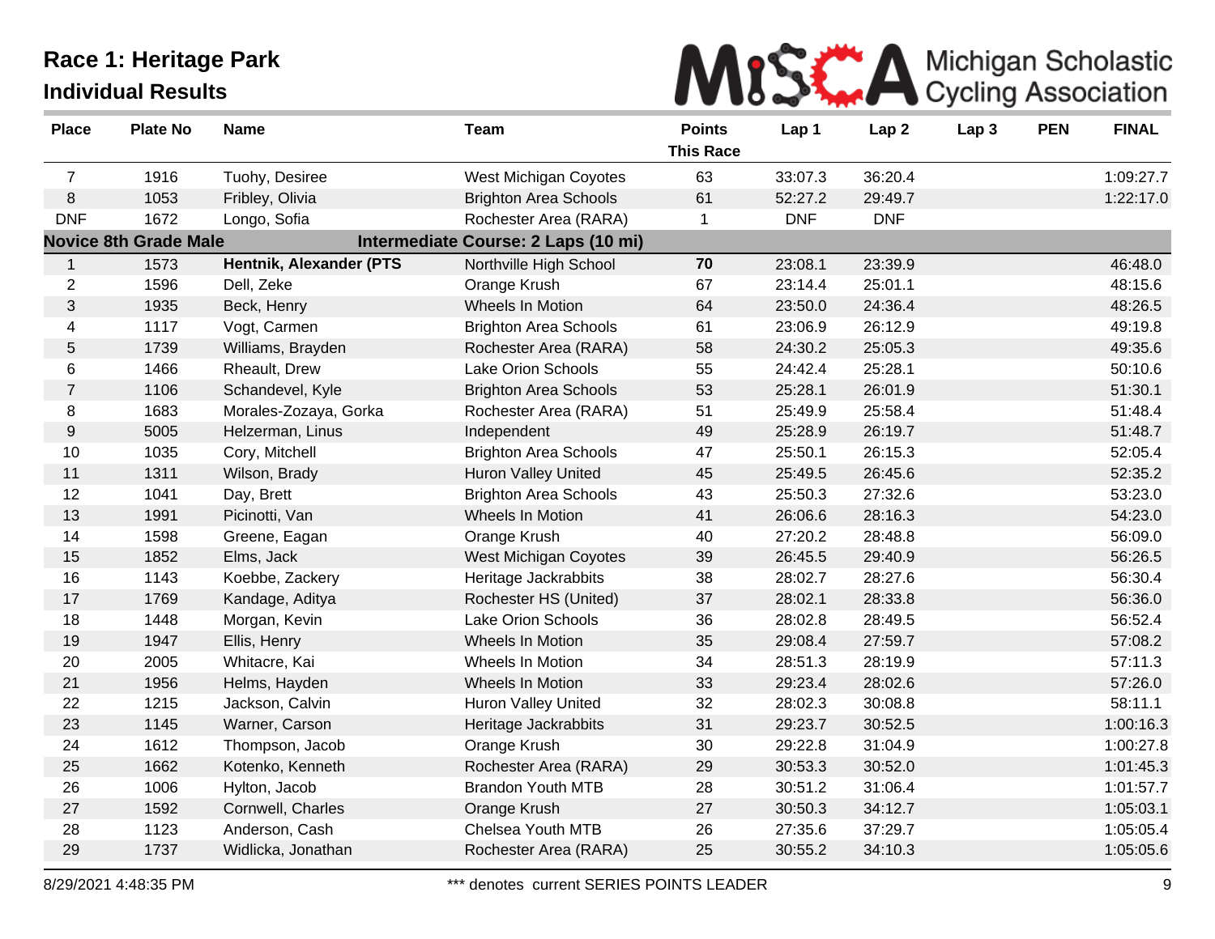# Race 1: Heritage Park

## Individual Results

| Place | Plate No | Name | Team | Points This Race | Lap 1 | Lap 2 | Lap 3 | PEN | FINAL |
|---|---|---|---|---|---|---|---|---|---|
| 7 | 1916 | Tuohy, Desiree | West Michigan Coyotes | 63 | 33:07.3 | 36:20.4 | | | 1:09:27.7 |
| 8 | 1053 | Fribley, Olivia | Brighton Area Schools | 61 | 52:27.2 | 29:49.7 | | | 1:22:17.0 |
| DNF | 1672 | Longo, Sofia | Rochester Area (RARA) | 1 | DNF | DNF | | | |
| **Novice 8th Grade Male** | | | **Intermediate Course: 2 Laps (10 mi)** | | | | | | |
| 1 | 1573 | **Hentnik, Alexander (PTS** | Northville High School | **70** | 23:08.1 | 23:39.9 | | | 46:48.0 |
| 2 | 1596 | Dell, Zeke | Orange Krush | 67 | 23:14.4 | 25:01.1 | | | 48:15.6 |
| 3 | 1935 | Beck, Henry | Wheels In Motion | 64 | 23:50.0 | 24:36.4 | | | 48:26.5 |
| 4 | 1117 | Vogt, Carmen | Brighton Area Schools | 61 | 23:06.9 | 26:12.9 | | | 49:19.8 |
| 5 | 1739 | Williams, Brayden | Rochester Area (RARA) | 58 | 24:30.2 | 25:05.3 | | | 49:35.6 |
| 6 | 1466 | Rheault, Drew | Lake Orion Schools | 55 | 24:42.4 | 25:28.1 | | | 50:10.6 |
| 7 | 1106 | Schandevel, Kyle | Brighton Area Schools | 53 | 25:28.1 | 26:01.9 | | | 51:30.1 |
| 8 | 1683 | Morales-Zozaya, Gorka | Rochester Area (RARA) | 51 | 25:49.9 | 25:58.4 | | | 51:48.4 |
| 9 | 5005 | Helzerman, Linus | Independent | 49 | 25:28.9 | 26:19.7 | | | 51:48.7 |
| 10 | 1035 | Cory, Mitchell | Brighton Area Schools | 47 | 25:50.1 | 26:15.3 | | | 52:05.4 |
| 11 | 1311 | Wilson, Brady | Huron Valley United | 45 | 25:49.5 | 26:45.6 | | | 52:35.2 |
| 12 | 1041 | Day, Brett | Brighton Area Schools | 43 | 25:50.3 | 27:32.6 | | | 53:23.0 |
| 13 | 1991 | Picinotti, Van | Wheels In Motion | 41 | 26:06.6 | 28:16.3 | | | 54:23.0 |
| 14 | 1598 | Greene, Eagan | Orange Krush | 40 | 27:20.2 | 28:48.8 | | | 56:09.0 |
| 15 | 1852 | Elms, Jack | West Michigan Coyotes | 39 | 26:45.5 | 29:40.9 | | | 56:26.5 |
| 16 | 1143 | Koebbe, Zackery | Heritage Jackrabbits | 38 | 28:02.7 | 28:27.6 | | | 56:30.4 |
| 17 | 1769 | Kandage, Aditya | Rochester HS (United) | 37 | 28:02.1 | 28:33.8 | | | 56:36.0 |
| 18 | 1448 | Morgan, Kevin | Lake Orion Schools | 36 | 28:02.8 | 28:49.5 | | | 56:52.4 |
| 19 | 1947 | Ellis, Henry | Wheels In Motion | 35 | 29:08.4 | 27:59.7 | | | 57:08.2 |
| 20 | 2005 | Whitacre, Kai | Wheels In Motion | 34 | 28:51.3 | 28:19.9 | | | 57:11.3 |
| 21 | 1956 | Helms, Hayden | Wheels In Motion | 33 | 29:23.4 | 28:02.6 | | | 57:26.0 |
| 22 | 1215 | Jackson, Calvin | Huron Valley United | 32 | 28:02.3 | 30:08.8 | | | 58:11.1 |
| 23 | 1145 | Warner, Carson | Heritage Jackrabbits | 31 | 29:23.7 | 30:52.5 | | | 1:00:16.3 |
| 24 | 1612 | Thompson, Jacob | Orange Krush | 30 | 29:22.8 | 31:04.9 | | | 1:00:27.8 |
| 25 | 1662 | Kotenko, Kenneth | Rochester Area (RARA) | 29 | 30:53.3 | 30:52.0 | | | 1:01:45.3 |
| 26 | 1006 | Hylton, Jacob | Brandon Youth MTB | 28 | 30:51.2 | 31:06.4 | | | 1:01:57.7 |
| 27 | 1592 | Cornwell, Charles | Orange Krush | 27 | 30:50.3 | 34:12.7 | | | 1:05:03.1 |
| 28 | 1123 | Anderson, Cash | Chelsea Youth MTB | 26 | 27:35.6 | 37:29.7 | | | 1:05:05.4 |
| 29 | 1737 | Widlicka, Jonathan | Rochester Area (RARA) | 25 | 30:55.2 | 34:10.3 | | | 1:05:05.6 |

8/29/2021 4:48:35 PM — *** denotes current SERIES POINTS LEADER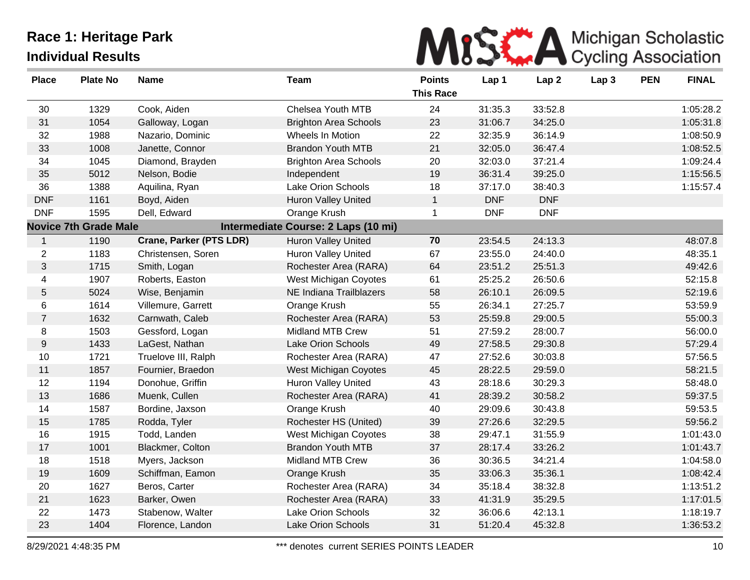# Race 1: Heritage Park

## Individual Results

Michigan Scholastic Cycling Association

| Place | Plate No | Name | Team | Points This Race | Lap 1 | Lap 2 | Lap 3 | PEN | FINAL |
|---|---|---|---|---|---|---|---|---|---|
| 30 | 1329 | Cook, Aiden | Chelsea Youth MTB | 24 | 31:35.3 | 33:52.8 | | | 1:05:28.2 |
| 31 | 1054 | Galloway, Logan | Brighton Area Schools | 23 | 31:06.7 | 34:25.0 | | | 1:05:31.8 |
| 32 | 1988 | Nazario, Dominic | Wheels In Motion | 22 | 32:35.9 | 36:14.9 | | | 1:08:50.9 |
| 33 | 1008 | Janette, Connor | Brandon Youth MTB | 21 | 32:05.0 | 36:47.4 | | | 1:08:52.5 |
| 34 | 1045 | Diamond, Brayden | Brighton Area Schools | 20 | 32:03.0 | 37:21.4 | | | 1:09:24.4 |
| 35 | 5012 | Nelson, Bodie | Independent | 19 | 36:31.4 | 39:25.0 | | | 1:15:56.5 |
| 36 | 1388 | Aquilina, Ryan | Lake Orion Schools | 18 | 37:17.0 | 38:40.3 | | | 1:15:57.4 |
| DNF | 1161 | Boyd, Aiden | Huron Valley United | 1 | DNF | DNF | | | |
| DNF | 1595 | Dell, Edward | Orange Krush | 1 | DNF | DNF | | | |
| **Novice 7th Grade Male** | | | **Intermediate Course: 2 Laps (10 mi)** | | | | | | |
| 1 | 1190 | **Crane, Parker (PTS LDR)** | Huron Valley United | **70** | 23:54.5 | 24:13.3 | | | 48:07.8 |
| 2 | 1183 | Christensen, Soren | Huron Valley United | 67 | 23:55.0 | 24:40.0 | | | 48:35.1 |
| 3 | 1715 | Smith, Logan | Rochester Area (RARA) | 64 | 23:51.2 | 25:51.3 | | | 49:42.6 |
| 4 | 1907 | Roberts, Easton | West Michigan Coyotes | 61 | 25:25.2 | 26:50.6 | | | 52:15.8 |
| 5 | 5024 | Wise, Benjamin | NE Indiana Trailblazers | 58 | 26:10.1 | 26:09.5 | | | 52:19.6 |
| 6 | 1614 | Villemure, Garrett | Orange Krush | 55 | 26:34.1 | 27:25.7 | | | 53:59.9 |
| 7 | 1632 | Carnwath, Caleb | Rochester Area (RARA) | 53 | 25:59.8 | 29:00.5 | | | 55:00.3 |
| 8 | 1503 | Gessford, Logan | Midland MTB Crew | 51 | 27:59.2 | 28:00.7 | | | 56:00.0 |
| 9 | 1433 | LaGest, Nathan | Lake Orion Schools | 49 | 27:58.5 | 29:30.8 | | | 57:29.4 |
| 10 | 1721 | Truelove III, Ralph | Rochester Area (RARA) | 47 | 27:52.6 | 30:03.8 | | | 57:56.5 |
| 11 | 1857 | Fournier, Braedon | West Michigan Coyotes | 45 | 28:22.5 | 29:59.0 | | | 58:21.5 |
| 12 | 1194 | Donohue, Griffin | Huron Valley United | 43 | 28:18.6 | 30:29.3 | | | 58:48.0 |
| 13 | 1686 | Muenk, Cullen | Rochester Area (RARA) | 41 | 28:39.2 | 30:58.2 | | | 59:37.5 |
| 14 | 1587 | Bordine, Jaxson | Orange Krush | 40 | 29:09.6 | 30:43.8 | | | 59:53.5 |
| 15 | 1785 | Rodda, Tyler | Rochester HS (United) | 39 | 27:26.6 | 32:29.5 | | | 59:56.2 |
| 16 | 1915 | Todd, Landen | West Michigan Coyotes | 38 | 29:47.1 | 31:55.9 | | | 1:01:43.0 |
| 17 | 1001 | Blackmer, Colton | Brandon Youth MTB | 37 | 28:17.4 | 33:26.2 | | | 1:01:43.7 |
| 18 | 1518 | Myers, Jackson | Midland MTB Crew | 36 | 30:36.5 | 34:21.4 | | | 1:04:58.0 |
| 19 | 1609 | Schiffman, Eamon | Orange Krush | 35 | 33:06.3 | 35:36.1 | | | 1:08:42.4 |
| 20 | 1627 | Beros, Carter | Rochester Area (RARA) | 34 | 35:18.4 | 38:32.8 | | | 1:13:51.2 |
| 21 | 1623 | Barker, Owen | Rochester Area (RARA) | 33 | 41:31.9 | 35:29.5 | | | 1:17:01.5 |
| 22 | 1473 | Stabenow, Walter | Lake Orion Schools | 32 | 36:06.6 | 42:13.1 | | | 1:18:19.7 |
| 23 | 1404 | Florence, Landon | Lake Orion Schools | 31 | 51:20.4 | 45:32.8 | | | 1:36:53.2 |

8/29/2021 4:48:35 PM — *** denotes current SERIES POINTS LEADER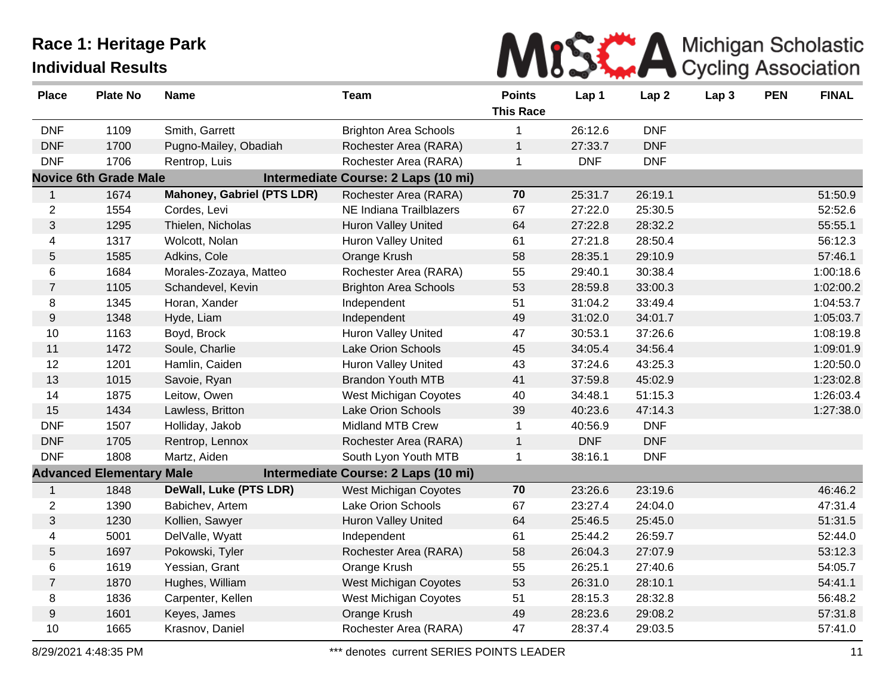# Race 1: Heritage Park

## Individual Results

Michigan Scholastic Cycling Association

| Place | Plate No | Name | Team | Points This Race | Lap 1 | Lap 2 | Lap 3 | PEN | FINAL |
|---|---|---|---|---|---|---|---|---|---|
| DNF | 1109 | Smith, Garrett | Brighton Area Schools | 1 | 26:12.6 | DNF | | | |
| DNF | 1700 | Pugno-Mailey, Obadiah | Rochester Area (RARA) | 1 | 27:33.7 | DNF | | | |
| DNF | 1706 | Rentrop, Luis | Rochester Area (RARA) | 1 | DNF | DNF | | | |
| **Novice 6th Grade Male** | | | **Intermediate Course: 2 Laps (10 mi)** | | | | | | |
| 1 | 1674 | **Mahoney, Gabriel (PTS LDR)** | Rochester Area (RARA) | **70** | 25:31.7 | 26:19.1 | | | 51:50.9 |
| 2 | 1554 | Cordes, Levi | NE Indiana Trailblazers | 67 | 27:22.0 | 25:30.5 | | | 52:52.6 |
| 3 | 1295 | Thielen, Nicholas | Huron Valley United | 64 | 27:22.8 | 28:32.2 | | | 55:55.1 |
| 4 | 1317 | Wolcott, Nolan | Huron Valley United | 61 | 27:21.8 | 28:50.4 | | | 56:12.3 |
| 5 | 1585 | Adkins, Cole | Orange Krush | 58 | 28:35.1 | 29:10.9 | | | 57:46.1 |
| 6 | 1684 | Morales-Zozaya, Matteo | Rochester Area (RARA) | 55 | 29:40.1 | 30:38.4 | | | 1:00:18.6 |
| 7 | 1105 | Schandevel, Kevin | Brighton Area Schools | 53 | 28:59.8 | 33:00.3 | | | 1:02:00.2 |
| 8 | 1345 | Horan, Xander | Independent | 51 | 31:04.2 | 33:49.4 | | | 1:04:53.7 |
| 9 | 1348 | Hyde, Liam | Independent | 49 | 31:02.0 | 34:01.7 | | | 1:05:03.7 |
| 10 | 1163 | Boyd, Brock | Huron Valley United | 47 | 30:53.1 | 37:26.6 | | | 1:08:19.8 |
| 11 | 1472 | Soule, Charlie | Lake Orion Schools | 45 | 34:05.4 | 34:56.4 | | | 1:09:01.9 |
| 12 | 1201 | Hamlin, Caiden | Huron Valley United | 43 | 37:24.6 | 43:25.3 | | | 1:20:50.0 |
| 13 | 1015 | Savoie, Ryan | Brandon Youth MTB | 41 | 37:59.8 | 45:02.9 | | | 1:23:02.8 |
| 14 | 1875 | Leitow, Owen | West Michigan Coyotes | 40 | 34:48.1 | 51:15.3 | | | 1:26:03.4 |
| 15 | 1434 | Lawless, Britton | Lake Orion Schools | 39 | 40:23.6 | 47:14.3 | | | 1:27:38.0 |
| DNF | 1507 | Holliday, Jakob | Midland MTB Crew | 1 | 40:56.9 | DNF | | | |
| DNF | 1705 | Rentrop, Lennox | Rochester Area (RARA) | 1 | DNF | DNF | | | |
| DNF | 1808 | Martz, Aiden | South Lyon Youth MTB | 1 | 38:16.1 | DNF | | | |
| **Advanced Elementary Male** | | | **Intermediate Course: 2 Laps (10 mi)** | | | | | | |
| 1 | 1848 | **DeWall, Luke (PTS LDR)** | West Michigan Coyotes | **70** | 23:26.6 | 23:19.6 | | | 46:46.2 |
| 2 | 1390 | Babichev, Artem | Lake Orion Schools | 67 | 23:27.4 | 24:04.0 | | | 47:31.4 |
| 3 | 1230 | Kollien, Sawyer | Huron Valley United | 64 | 25:46.5 | 25:45.0 | | | 51:31.5 |
| 4 | 5001 | DelValle, Wyatt | Independent | 61 | 25:44.2 | 26:59.7 | | | 52:44.0 |
| 5 | 1697 | Pokowski, Tyler | Rochester Area (RARA) | 58 | 26:04.3 | 27:07.9 | | | 53:12.3 |
| 6 | 1619 | Yessian, Grant | Orange Krush | 55 | 26:25.1 | 27:40.6 | | | 54:05.7 |
| 7 | 1870 | Hughes, William | West Michigan Coyotes | 53 | 26:31.0 | 28:10.1 | | | 54:41.1 |
| 8 | 1836 | Carpenter, Kellen | West Michigan Coyotes | 51 | 28:15.3 | 28:32.8 | | | 56:48.2 |
| 9 | 1601 | Keyes, James | Orange Krush | 49 | 28:23.6 | 29:08.2 | | | 57:31.8 |
| 10 | 1665 | Krasnov, Daniel | Rochester Area (RARA) | 47 | 28:37.4 | 29:03.5 | | | 57:41.0 |

8/29/2021 4:48:35 PM — *** denotes current SERIES POINTS LEADER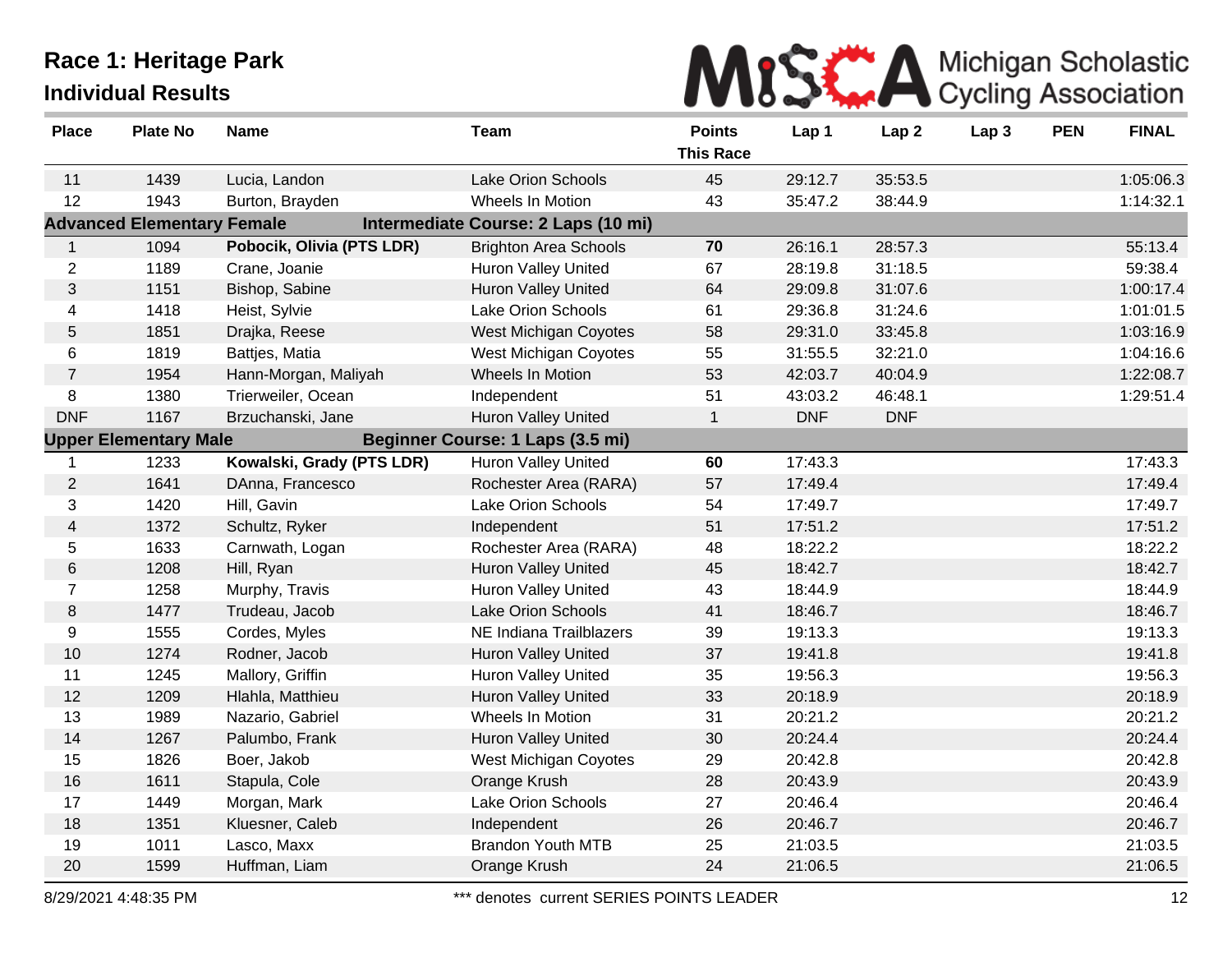# Race 1: Heritage Park

## Individual Results

Michigan Scholastic Cycling Association

| Place | Plate No | Name | Team | Points This Race | Lap 1 | Lap 2 | Lap 3 | PEN | FINAL |
|---|---|---|---|---|---|---|---|---|---|
| 11 | 1439 | Lucia, Landon | Lake Orion Schools | 45 | 29:12.7 | 35:53.5 | | | 1:05:06.3 |
| 12 | 1943 | Burton, Brayden | Wheels In Motion | 43 | 35:47.2 | 38:44.9 | | | 1:14:32.1 |
| **Advanced Elementary Female** | | | **Intermediate Course: 2 Laps (10 mi)** | | | | | | |
| 1 | 1094 | **Pobocik, Olivia (PTS LDR)** | Brighton Area Schools | **70** | 26:16.1 | 28:57.3 | | | 55:13.4 |
| 2 | 1189 | Crane, Joanie | Huron Valley United | 67 | 28:19.8 | 31:18.5 | | | 59:38.4 |
| 3 | 1151 | Bishop, Sabine | Huron Valley United | 64 | 29:09.8 | 31:07.6 | | | 1:00:17.4 |
| 4 | 1418 | Heist, Sylvie | Lake Orion Schools | 61 | 29:36.8 | 31:24.6 | | | 1:01:01.5 |
| 5 | 1851 | Drajka, Reese | West Michigan Coyotes | 58 | 29:31.0 | 33:45.8 | | | 1:03:16.9 |
| 6 | 1819 | Battjes, Matia | West Michigan Coyotes | 55 | 31:55.5 | 32:21.0 | | | 1:04:16.6 |
| 7 | 1954 | Hann-Morgan, Maliyah | Wheels In Motion | 53 | 42:03.7 | 40:04.9 | | | 1:22:08.7 |
| 8 | 1380 | Trierweiler, Ocean | Independent | 51 | 43:03.2 | 46:48.1 | | | 1:29:51.4 |
| DNF | 1167 | Brzuchanski, Jane | Huron Valley United | 1 | DNF | DNF | | | |
| **Upper Elementary Male** | | | **Beginner Course: 1 Laps (3.5 mi)** | | | | | | |
| 1 | 1233 | **Kowalski, Grady (PTS LDR)** | Huron Valley United | **60** | 17:43.3 | | | | 17:43.3 |
| 2 | 1641 | DAnna, Francesco | Rochester Area (RARA) | 57 | 17:49.4 | | | | 17:49.4 |
| 3 | 1420 | Hill, Gavin | Lake Orion Schools | 54 | 17:49.7 | | | | 17:49.7 |
| 4 | 1372 | Schultz, Ryker | Independent | 51 | 17:51.2 | | | | 17:51.2 |
| 5 | 1633 | Carnwath, Logan | Rochester Area (RARA) | 48 | 18:22.2 | | | | 18:22.2 |
| 6 | 1208 | Hill, Ryan | Huron Valley United | 45 | 18:42.7 | | | | 18:42.7 |
| 7 | 1258 | Murphy, Travis | Huron Valley United | 43 | 18:44.9 | | | | 18:44.9 |
| 8 | 1477 | Trudeau, Jacob | Lake Orion Schools | 41 | 18:46.7 | | | | 18:46.7 |
| 9 | 1555 | Cordes, Myles | NE Indiana Trailblazers | 39 | 19:13.3 | | | | 19:13.3 |
| 10 | 1274 | Rodner, Jacob | Huron Valley United | 37 | 19:41.8 | | | | 19:41.8 |
| 11 | 1245 | Mallory, Griffin | Huron Valley United | 35 | 19:56.3 | | | | 19:56.3 |
| 12 | 1209 | Hlahla, Matthieu | Huron Valley United | 33 | 20:18.9 | | | | 20:18.9 |
| 13 | 1989 | Nazario, Gabriel | Wheels In Motion | 31 | 20:21.2 | | | | 20:21.2 |
| 14 | 1267 | Palumbo, Frank | Huron Valley United | 30 | 20:24.4 | | | | 20:24.4 |
| 15 | 1826 | Boer, Jakob | West Michigan Coyotes | 29 | 20:42.8 | | | | 20:42.8 |
| 16 | 1611 | Stapula, Cole | Orange Krush | 28 | 20:43.9 | | | | 20:43.9 |
| 17 | 1449 | Morgan, Mark | Lake Orion Schools | 27 | 20:46.4 | | | | 20:46.4 |
| 18 | 1351 | Kluesner, Caleb | Independent | 26 | 20:46.7 | | | | 20:46.7 |
| 19 | 1011 | Lasco, Maxx | Brandon Youth MTB | 25 | 21:03.5 | | | | 21:03.5 |
| 20 | 1599 | Huffman, Liam | Orange Krush | 24 | 21:06.5 | | | | 21:06.5 |

8/29/2021 4:48:35 PM — *** denotes current SERIES POINTS LEADER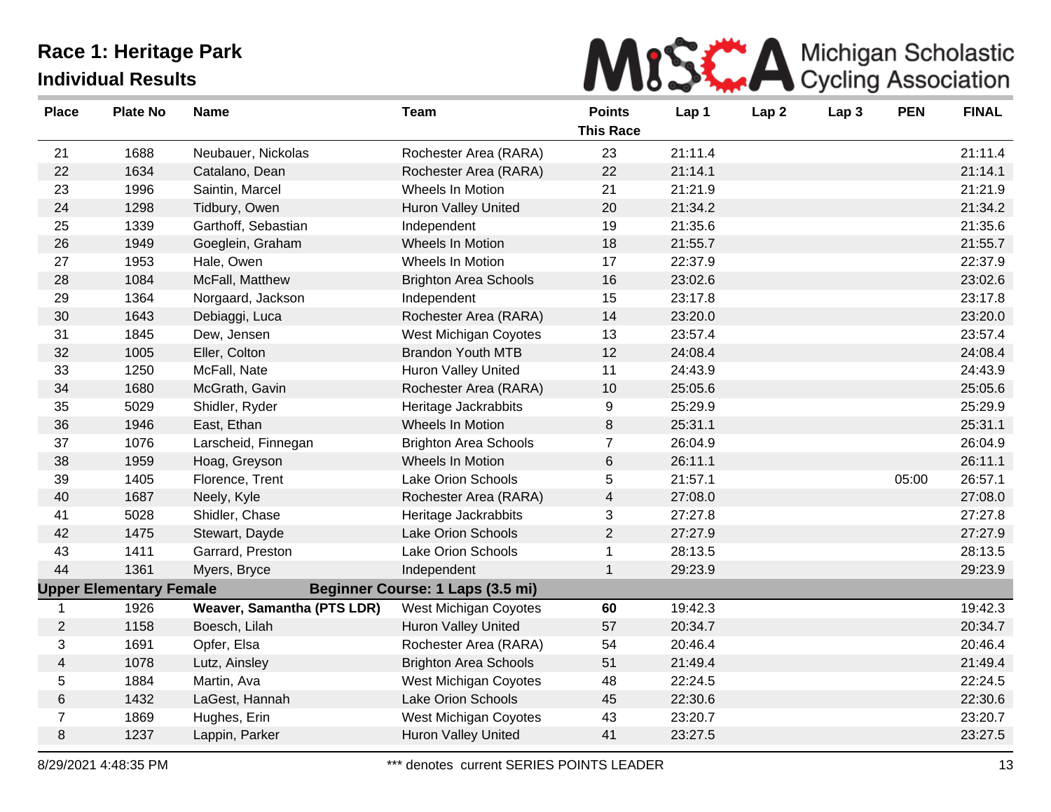# Race 1: Heritage Park

## Individual Results

| Place | Plate No | Name | Team | Points This Race | Lap 1 | Lap 2 | Lap 3 | PEN | FINAL |
|---|---|---|---|---|---|---|---|---|---|
| 21 | 1688 | Neubauer, Nickolas | Rochester Area (RARA) | 23 | 21:11.4 | | | | 21:11.4 |
| 22 | 1634 | Catalano, Dean | Rochester Area (RARA) | 22 | 21:14.1 | | | | 21:14.1 |
| 23 | 1996 | Saintin, Marcel | Wheels In Motion | 21 | 21:21.9 | | | | 21:21.9 |
| 24 | 1298 | Tidbury, Owen | Huron Valley United | 20 | 21:34.2 | | | | 21:34.2 |
| 25 | 1339 | Garthoff, Sebastian | Independent | 19 | 21:35.6 | | | | 21:35.6 |
| 26 | 1949 | Goeglein, Graham | Wheels In Motion | 18 | 21:55.7 | | | | 21:55.7 |
| 27 | 1953 | Hale, Owen | Wheels In Motion | 17 | 22:37.9 | | | | 22:37.9 |
| 28 | 1084 | McFall, Matthew | Brighton Area Schools | 16 | 23:02.6 | | | | 23:02.6 |
| 29 | 1364 | Norgaard, Jackson | Independent | 15 | 23:17.8 | | | | 23:17.8 |
| 30 | 1643 | Debiaggi, Luca | Rochester Area (RARA) | 14 | 23:20.0 | | | | 23:20.0 |
| 31 | 1845 | Dew, Jensen | West Michigan Coyotes | 13 | 23:57.4 | | | | 23:57.4 |
| 32 | 1005 | Eller, Colton | Brandon Youth MTB | 12 | 24:08.4 | | | | 24:08.4 |
| 33 | 1250 | McFall, Nate | Huron Valley United | 11 | 24:43.9 | | | | 24:43.9 |
| 34 | 1680 | McGrath, Gavin | Rochester Area (RARA) | 10 | 25:05.6 | | | | 25:05.6 |
| 35 | 5029 | Shidler, Ryder | Heritage Jackrabbits | 9 | 25:29.9 | | | | 25:29.9 |
| 36 | 1946 | East, Ethan | Wheels In Motion | 8 | 25:31.1 | | | | 25:31.1 |
| 37 | 1076 | Larscheid, Finnegan | Brighton Area Schools | 7 | 26:04.9 | | | | 26:04.9 |
| 38 | 1959 | Hoag, Greyson | Wheels In Motion | 6 | 26:11.1 | | | | 26:11.1 |
| 39 | 1405 | Florence, Trent | Lake Orion Schools | 5 | 21:57.1 | | | 05:00 | 26:57.1 |
| 40 | 1687 | Neely, Kyle | Rochester Area (RARA) | 4 | 27:08.0 | | | | 27:08.0 |
| 41 | 5028 | Shidler, Chase | Heritage Jackrabbits | 3 | 27:27.8 | | | | 27:27.8 |
| 42 | 1475 | Stewart, Dayde | Lake Orion Schools | 2 | 27:27.9 | | | | 27:27.9 |
| 43 | 1411 | Garrard, Preston | Lake Orion Schools | 1 | 28:13.5 | | | | 28:13.5 |
| 44 | 1361 | Myers, Bryce | Independent | 1 | 29:23.9 | | | | 29:23.9 |
| **Upper Elementary Female** | | | **Beginner Course: 1 Laps (3.5 mi)** | | | | | | |
| 1 | 1926 | **Weaver, Samantha (PTS LDR)** | West Michigan Coyotes | **60** | 19:42.3 | | | | 19:42.3 |
| 2 | 1158 | Boesch, Lilah | Huron Valley United | 57 | 20:34.7 | | | | 20:34.7 |
| 3 | 1691 | Opfer, Elsa | Rochester Area (RARA) | 54 | 20:46.4 | | | | 20:46.4 |
| 4 | 1078 | Lutz, Ainsley | Brighton Area Schools | 51 | 21:49.4 | | | | 21:49.4 |
| 5 | 1884 | Martin, Ava | West Michigan Coyotes | 48 | 22:24.5 | | | | 22:24.5 |
| 6 | 1432 | LaGest, Hannah | Lake Orion Schools | 45 | 22:30.6 | | | | 22:30.6 |
| 7 | 1869 | Hughes, Erin | West Michigan Coyotes | 43 | 23:20.7 | | | | 23:20.7 |
| 8 | 1237 | Lappin, Parker | Huron Valley United | 41 | 23:27.5 | | | | 23:27.5 |

8/29/2021 4:48:35 PM — *** denotes current SERIES POINTS LEADER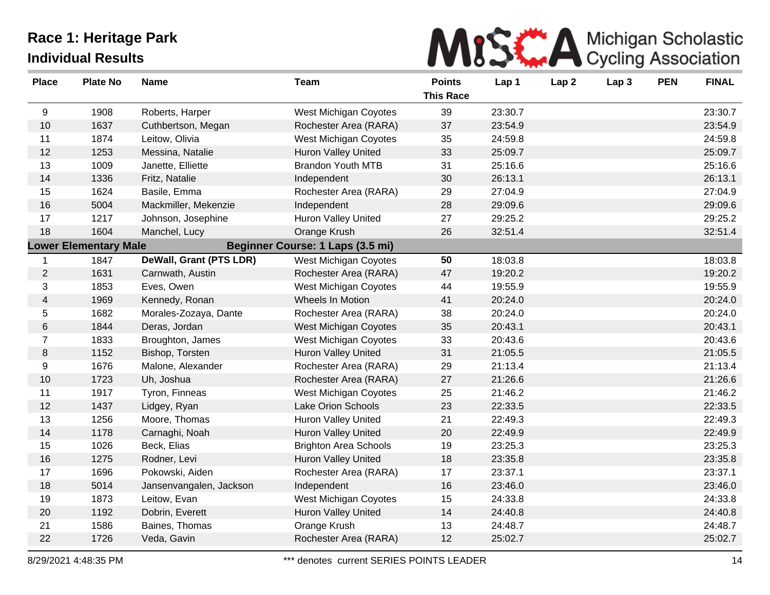# Race 1: Heritage Park

## Individual Results

MiSCA Michigan Scholastic Cycling Association

| Place | Plate No | Name | Team | Points This Race | Lap 1 | Lap 2 | Lap 3 | PEN | FINAL |
|---|---|---|---|---|---|---|---|---|---|
| 9 | 1908 | Roberts, Harper | West Michigan Coyotes | 39 | 23:30.7 | | | | 23:30.7 |
| 10 | 1637 | Cuthbertson, Megan | Rochester Area (RARA) | 37 | 23:54.9 | | | | 23:54.9 |
| 11 | 1874 | Leitow, Olivia | West Michigan Coyotes | 35 | 24:59.8 | | | | 24:59.8 |
| 12 | 1253 | Messina, Natalie | Huron Valley United | 33 | 25:09.7 | | | | 25:09.7 |
| 13 | 1009 | Janette, Elliette | Brandon Youth MTB | 31 | 25:16.6 | | | | 25:16.6 |
| 14 | 1336 | Fritz, Natalie | Independent | 30 | 26:13.1 | | | | 26:13.1 |
| 15 | 1624 | Basile, Emma | Rochester Area (RARA) | 29 | 27:04.9 | | | | 27:04.9 |
| 16 | 5004 | Mackmiller, Mekenzie | Independent | 28 | 29:09.6 | | | | 29:09.6 |
| 17 | 1217 | Johnson, Josephine | Huron Valley United | 27 | 29:25.2 | | | | 29:25.2 |
| 18 | 1604 | Manchel, Lucy | Orange Krush | 26 | 32:51.4 | | | | 32:51.4 |
| **Lower Elementary Male** | | | **Beginner Course: 1 Laps (3.5 mi)** | | | | | | |
| 1 | 1847 | **DeWall, Grant (PTS LDR)** | West Michigan Coyotes | **50** | 18:03.8 | | | | 18:03.8 |
| 2 | 1631 | Carnwath, Austin | Rochester Area (RARA) | 47 | 19:20.2 | | | | 19:20.2 |
| 3 | 1853 | Eves, Owen | West Michigan Coyotes | 44 | 19:55.9 | | | | 19:55.9 |
| 4 | 1969 | Kennedy, Ronan | Wheels In Motion | 41 | 20:24.0 | | | | 20:24.0 |
| 5 | 1682 | Morales-Zozaya, Dante | Rochester Area (RARA) | 38 | 20:24.0 | | | | 20:24.0 |
| 6 | 1844 | Deras, Jordan | West Michigan Coyotes | 35 | 20:43.1 | | | | 20:43.1 |
| 7 | 1833 | Broughton, James | West Michigan Coyotes | 33 | 20:43.6 | | | | 20:43.6 |
| 8 | 1152 | Bishop, Torsten | Huron Valley United | 31 | 21:05.5 | | | | 21:05.5 |
| 9 | 1676 | Malone, Alexander | Rochester Area (RARA) | 29 | 21:13.4 | | | | 21:13.4 |
| 10 | 1723 | Uh, Joshua | Rochester Area (RARA) | 27 | 21:26.6 | | | | 21:26.6 |
| 11 | 1917 | Tyron, Finneas | West Michigan Coyotes | 25 | 21:46.2 | | | | 21:46.2 |
| 12 | 1437 | Lidgey, Ryan | Lake Orion Schools | 23 | 22:33.5 | | | | 22:33.5 |
| 13 | 1256 | Moore, Thomas | Huron Valley United | 21 | 22:49.3 | | | | 22:49.3 |
| 14 | 1178 | Carnaghi, Noah | Huron Valley United | 20 | 22:49.9 | | | | 22:49.9 |
| 15 | 1026 | Beck, Elias | Brighton Area Schools | 19 | 23:25.3 | | | | 23:25.3 |
| 16 | 1275 | Rodner, Levi | Huron Valley United | 18 | 23:35.8 | | | | 23:35.8 |
| 17 | 1696 | Pokowski, Aiden | Rochester Area (RARA) | 17 | 23:37.1 | | | | 23:37.1 |
| 18 | 5014 | Jansenvangalen, Jackson | Independent | 16 | 23:46.0 | | | | 23:46.0 |
| 19 | 1873 | Leitow, Evan | West Michigan Coyotes | 15 | 24:33.8 | | | | 24:33.8 |
| 20 | 1192 | Dobrin, Everett | Huron Valley United | 14 | 24:40.8 | | | | 24:40.8 |
| 21 | 1586 | Baines, Thomas | Orange Krush | 13 | 24:48.7 | | | | 24:48.7 |
| 22 | 1726 | Veda, Gavin | Rochester Area (RARA) | 12 | 25:02.7 | | | | 25:02.7 |

8/29/2021 4:48:35 PM — *** denotes current SERIES POINTS LEADER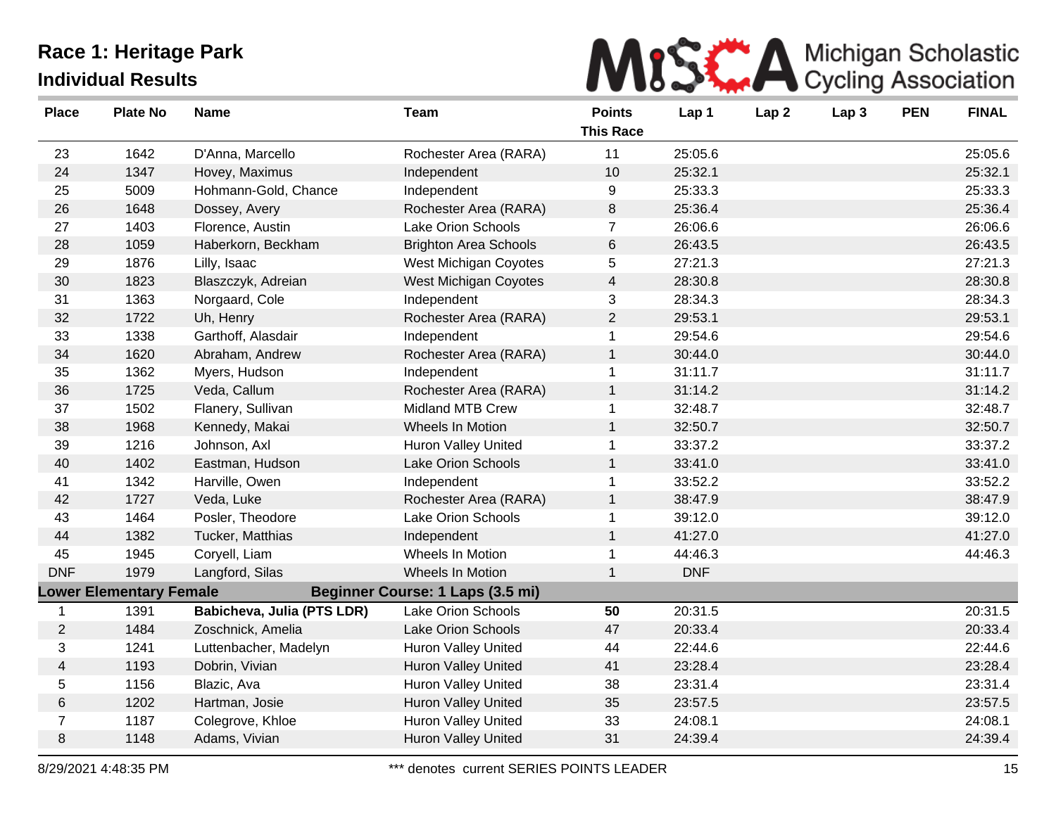# Race 1: Heritage Park

## Individual Results

Michigan Scholastic Cycling Association

| Place | Plate No | Name | Team | Points This Race | Lap 1 | Lap 2 | Lap 3 | PEN | FINAL |
|---|---|---|---|---|---|---|---|---|---|
| 23 | 1642 | D'Anna, Marcello | Rochester Area (RARA) | 11 | 25:05.6 | | | | 25:05.6 |
| 24 | 1347 | Hovey, Maximus | Independent | 10 | 25:32.1 | | | | 25:32.1 |
| 25 | 5009 | Hohmann-Gold, Chance | Independent | 9 | 25:33.3 | | | | 25:33.3 |
| 26 | 1648 | Dossey, Avery | Rochester Area (RARA) | 8 | 25:36.4 | | | | 25:36.4 |
| 27 | 1403 | Florence, Austin | Lake Orion Schools | 7 | 26:06.6 | | | | 26:06.6 |
| 28 | 1059 | Haberkorn, Beckham | Brighton Area Schools | 6 | 26:43.5 | | | | 26:43.5 |
| 29 | 1876 | Lilly, Isaac | West Michigan Coyotes | 5 | 27:21.3 | | | | 27:21.3 |
| 30 | 1823 | Blaszczyk, Adreian | West Michigan Coyotes | 4 | 28:30.8 | | | | 28:30.8 |
| 31 | 1363 | Norgaard, Cole | Independent | 3 | 28:34.3 | | | | 28:34.3 |
| 32 | 1722 | Uh, Henry | Rochester Area (RARA) | 2 | 29:53.1 | | | | 29:53.1 |
| 33 | 1338 | Garthoff, Alasdair | Independent | 1 | 29:54.6 | | | | 29:54.6 |
| 34 | 1620 | Abraham, Andrew | Rochester Area (RARA) | 1 | 30:44.0 | | | | 30:44.0 |
| 35 | 1362 | Myers, Hudson | Independent | 1 | 31:11.7 | | | | 31:11.7 |
| 36 | 1725 | Veda, Callum | Rochester Area (RARA) | 1 | 31:14.2 | | | | 31:14.2 |
| 37 | 1502 | Flanery, Sullivan | Midland MTB Crew | 1 | 32:48.7 | | | | 32:48.7 |
| 38 | 1968 | Kennedy, Makai | Wheels In Motion | 1 | 32:50.7 | | | | 32:50.7 |
| 39 | 1216 | Johnson, Axl | Huron Valley United | 1 | 33:37.2 | | | | 33:37.2 |
| 40 | 1402 | Eastman, Hudson | Lake Orion Schools | 1 | 33:41.0 | | | | 33:41.0 |
| 41 | 1342 | Harville, Owen | Independent | 1 | 33:52.2 | | | | 33:52.2 |
| 42 | 1727 | Veda, Luke | Rochester Area (RARA) | 1 | 38:47.9 | | | | 38:47.9 |
| 43 | 1464 | Posler, Theodore | Lake Orion Schools | 1 | 39:12.0 | | | | 39:12.0 |
| 44 | 1382 | Tucker, Matthias | Independent | 1 | 41:27.0 | | | | 41:27.0 |
| 45 | 1945 | Coryell, Liam | Wheels In Motion | 1 | 44:46.3 | | | | 44:46.3 |
| DNF | 1979 | Langford, Silas | Wheels In Motion | 1 | DNF | | | | |
| **Lower Elementary Female** | | | **Beginner Course: 1 Laps (3.5 mi)** | | | | | | |
| 1 | 1391 | **Babicheva, Julia (PTS LDR)** | Lake Orion Schools | **50** | 20:31.5 | | | | 20:31.5 |
| 2 | 1484 | Zoschnick, Amelia | Lake Orion Schools | 47 | 20:33.4 | | | | 20:33.4 |
| 3 | 1241 | Luttenbacher, Madelyn | Huron Valley United | 44 | 22:44.6 | | | | 22:44.6 |
| 4 | 1193 | Dobrin, Vivian | Huron Valley United | 41 | 23:28.4 | | | | 23:28.4 |
| 5 | 1156 | Blazic, Ava | Huron Valley United | 38 | 23:31.4 | | | | 23:31.4 |
| 6 | 1202 | Hartman, Josie | Huron Valley United | 35 | 23:57.5 | | | | 23:57.5 |
| 7 | 1187 | Colegrove, Khloe | Huron Valley United | 33 | 24:08.1 | | | | 24:08.1 |
| 8 | 1148 | Adams, Vivian | Huron Valley United | 31 | 24:39.4 | | | | 24:39.4 |

8/29/2021 4:48:35 PM — *** denotes current SERIES POINTS LEADER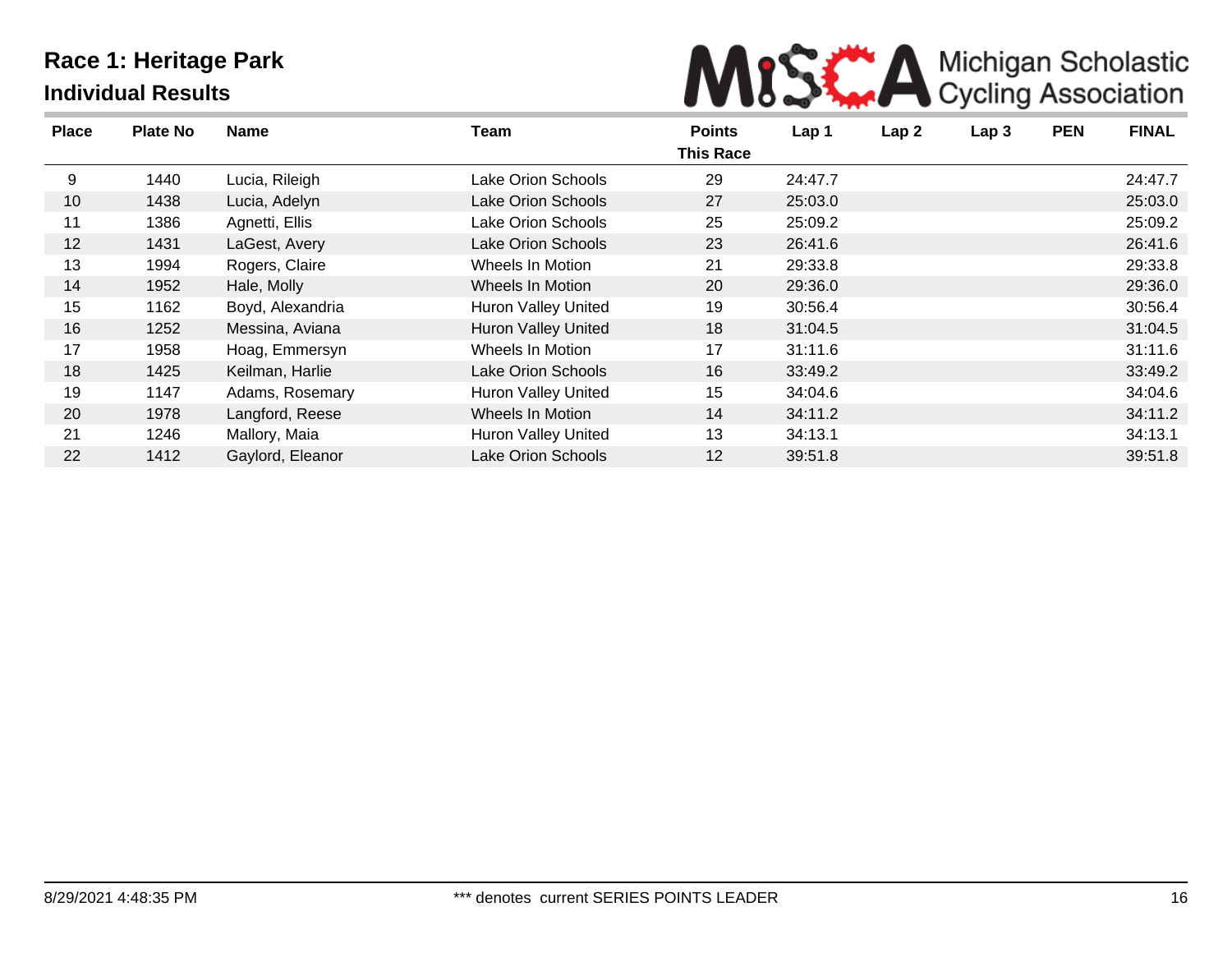# Race 1: Heritage Park

## Individual Results

Michigan Scholastic Cycling Association

| Place | Plate No | Name | Team | Points This Race | Lap 1 | Lap 2 | Lap 3 | PEN | FINAL |
|---|---|---|---|---|---|---|---|---|---|
| 9 | 1440 | Lucia, Rileigh | Lake Orion Schools | 29 | 24:47.7 | | | | 24:47.7 |
| 10 | 1438 | Lucia, Adelyn | Lake Orion Schools | 27 | 25:03.0 | | | | 25:03.0 |
| 11 | 1386 | Agnetti, Ellis | Lake Orion Schools | 25 | 25:09.2 | | | | 25:09.2 |
| 12 | 1431 | LaGest, Avery | Lake Orion Schools | 23 | 26:41.6 | | | | 26:41.6 |
| 13 | 1994 | Rogers, Claire | Wheels In Motion | 21 | 29:33.8 | | | | 29:33.8 |
| 14 | 1952 | Hale, Molly | Wheels In Motion | 20 | 29:36.0 | | | | 29:36.0 |
| 15 | 1162 | Boyd, Alexandria | Huron Valley United | 19 | 30:56.4 | | | | 30:56.4 |
| 16 | 1252 | Messina, Aviana | Huron Valley United | 18 | 31:04.5 | | | | 31:04.5 |
| 17 | 1958 | Hoag, Emmersyn | Wheels In Motion | 17 | 31:11.6 | | | | 31:11.6 |
| 18 | 1425 | Keilman, Harlie | Lake Orion Schools | 16 | 33:49.2 | | | | 33:49.2 |
| 19 | 1147 | Adams, Rosemary | Huron Valley United | 15 | 34:04.6 | | | | 34:04.6 |
| 20 | 1978 | Langford, Reese | Wheels In Motion | 14 | 34:11.2 | | | | 34:11.2 |
| 21 | 1246 | Mallory, Maia | Huron Valley United | 13 | 34:13.1 | | | | 34:13.1 |
| 22 | 1412 | Gaylord, Eleanor | Lake Orion Schools | 12 | 39:51.8 | | | | 39:51.8 |

8/29/2021 4:48:35 PM

*** denotes current SERIES POINTS LEADER